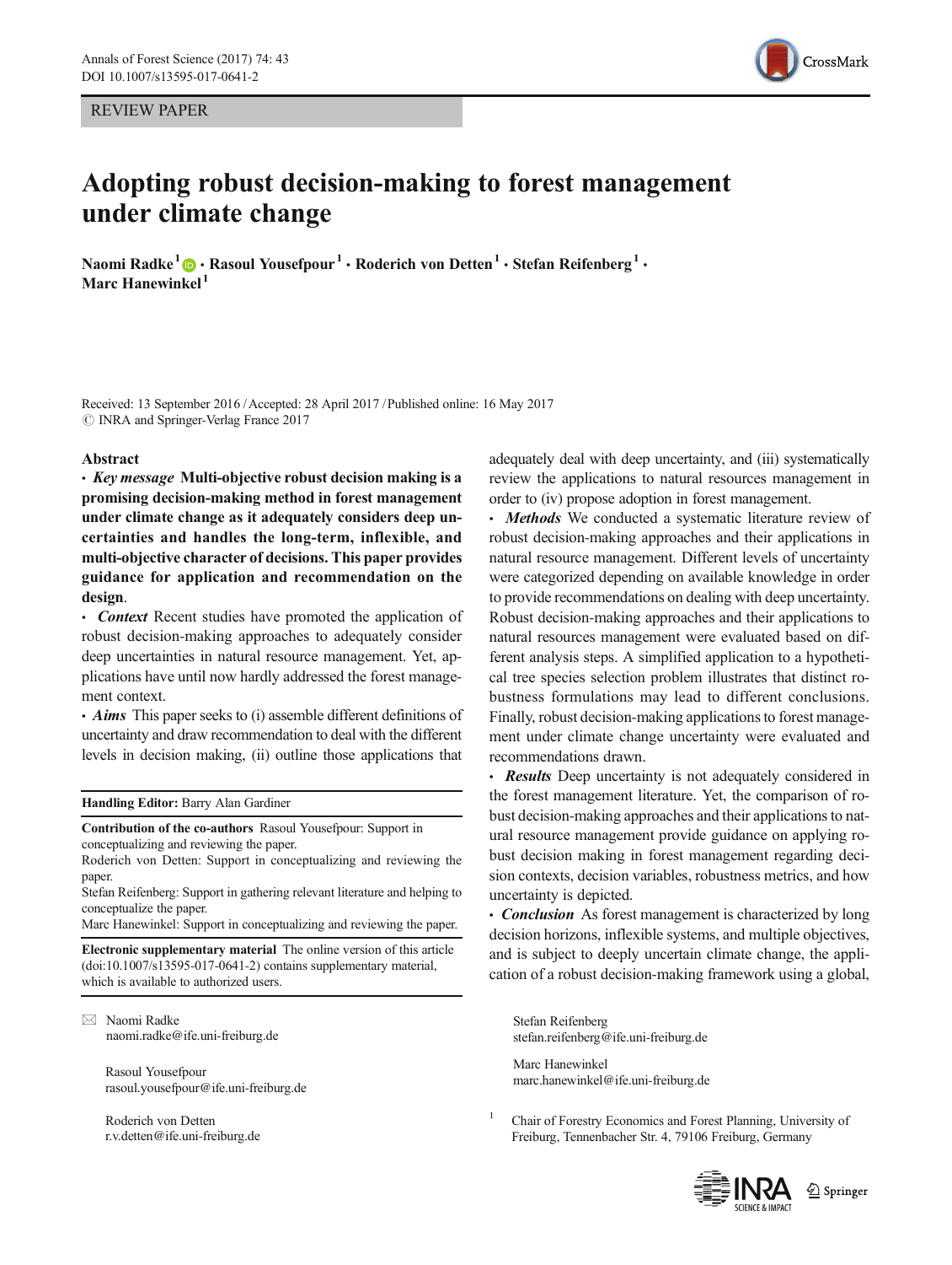REVIEW PAPER

# Adopting robust decision-making to forest management under climate change

**Naomi Radke[1] · Rasoul Yousefpour[1] · Roderich von Detten[1] · Stefan Reifenberg[1] · Marc Hanewinkel[1]**

Received: 13 September 2016 / Accepted: 28 April 2017 / Published online: 16 May 2017
© INRA and Springer-Verlag France 2017

## Abstract

• ***Key message*** **Multi-objective robust decision making is a promising decision-making method in forest management under climate change as it adequately considers deep uncertainties and handles the long-term, inflexible, and multi-objective character of decisions. This paper provides guidance for application and recommendation on the design.**

• ***Context*** Recent studies have promoted the application of robust decision-making approaches to adequately consider deep uncertainties in natural resource management. Yet, applications have until now hardly addressed the forest management context.

• ***Aims*** This paper seeks to (i) assemble different definitions of uncertainty and draw recommendation to deal with the different levels in decision making, (ii) outline those applications that adequately deal with deep uncertainty, and (iii) systematically review the applications to natural resources management in order to (iv) propose adoption in forest management.

• ***Methods*** We conducted a systematic literature review of robust decision-making approaches and their applications in natural resource management. Different levels of uncertainty were categorized depending on available knowledge in order to provide recommendations on dealing with deep uncertainty. Robust decision-making approaches and their applications to natural resources management were evaluated based on different analysis steps. A simplified application to a hypothetical tree species selection problem illustrates that distinct robustness formulations may lead to different conclusions. Finally, robust decision-making applications to forest management under climate change uncertainty were evaluated and recommendations drawn.

• ***Results*** Deep uncertainty is not adequately considered in the forest management literature. Yet, the comparison of robust decision-making approaches and their applications to natural resource management provide guidance on applying robust decision making in forest management regarding decision contexts, decision variables, robustness metrics, and how uncertainty is depicted.

• ***Conclusion*** As forest management is characterized by long decision horizons, inflexible systems, and multiple objectives, and is subject to deeply uncertain climate change, the application of a robust decision-making framework using a global,

**Handling Editor:** Barry Alan Gardiner

**Contribution of the co-authors** Rasoul Yousefpour: Support in conceptualizing and reviewing the paper.
Roderich von Detten: Support in conceptualizing and reviewing the paper.
Stefan Reifenberg: Support in gathering relevant literature and helping to conceptualize the paper.
Marc Hanewinkel: Support in conceptualizing and reviewing the paper.

**Electronic supplementary material** The online version of this article (doi:10.1007/s13595-017-0641-2) contains supplementary material, which is available to authorized users.

✉ Naomi Radke
naomi.radke@ife.uni-freiburg.de

Rasoul Yousefpour
rasoul.yousefpour@ife.uni-freiburg.de

Roderich von Detten
r.v.detten@ife.uni-freiburg.de

Stefan Reifenberg
stefan.reifenberg@ife.uni-freiburg.de

Marc Hanewinkel
marc.hanewinkel@ife.uni-freiburg.de

[1] Chair of Forestry Economics and Forest Planning, University of Freiburg, Tennenbacher Str. 4, 79106 Freiburg, Germany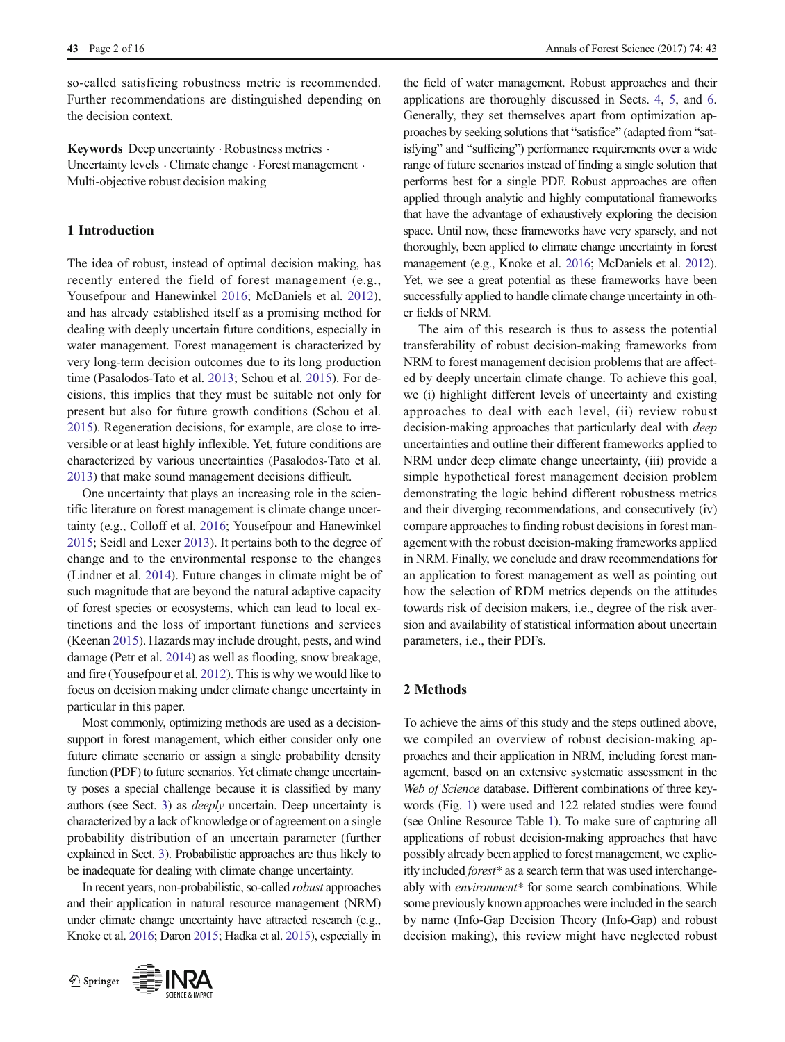so-called satisficing robustness metric is recommended. Further recommendations are distinguished depending on the decision context.

**Keywords** Deep uncertainty · Robustness metrics · Uncertainty levels · Climate change · Forest management · Multi-objective robust decision making

## 1 Introduction

The idea of robust, instead of optimal decision making, has recently entered the field of forest management (e.g., Yousefpour and Hanewinkel 2016; McDaniels et al. 2012), and has already established itself as a promising method for dealing with deeply uncertain future conditions, especially in water management. Forest management is characterized by very long-term decision outcomes due to its long production time (Pasalodos-Tato et al. 2013; Schou et al. 2015). For decisions, this implies that they must be suitable not only for present but also for future growth conditions (Schou et al. 2015). Regeneration decisions, for example, are close to irreversible or at least highly inflexible. Yet, future conditions are characterized by various uncertainties (Pasalodos-Tato et al. 2013) that make sound management decisions difficult.

One uncertainty that plays an increasing role in the scientific literature on forest management is climate change uncertainty (e.g., Colloff et al. 2016; Yousefpour and Hanewinkel 2015; Seidl and Lexer 2013). It pertains both to the degree of change and to the environmental response to the changes (Lindner et al. 2014). Future changes in climate might be of such magnitude that are beyond the natural adaptive capacity of forest species or ecosystems, which can lead to local extinctions and the loss of important functions and services (Keenan 2015). Hazards may include drought, pests, and wind damage (Petr et al. 2014) as well as flooding, snow breakage, and fire (Yousefpour et al. 2012). This is why we would like to focus on decision making under climate change uncertainty in particular in this paper.

Most commonly, optimizing methods are used as a decision-support in forest management, which either consider only one future climate scenario or assign a single probability density function (PDF) to future scenarios. Yet climate change uncertainty poses a special challenge because it is classified by many authors (see Sect. 3) as *deeply* uncertain. Deep uncertainty is characterized by a lack of knowledge or of agreement on a single probability distribution of an uncertain parameter (further explained in Sect. 3). Probabilistic approaches are thus likely to be inadequate for dealing with climate change uncertainty.

In recent years, non-probabilistic, so-called *robust* approaches and their application in natural resource management (NRM) under climate change uncertainty have attracted research (e.g., Knoke et al. 2016; Daron 2015; Hadka et al. 2015), especially in the field of water management. Robust approaches and their applications are thoroughly discussed in Sects. 4, 5, and 6. Generally, they set themselves apart from optimization approaches by seeking solutions that "satisfice" (adapted from "satisfying" and "sufficing") performance requirements over a wide range of future scenarios instead of finding a single solution that performs best for a single PDF. Robust approaches are often applied through analytic and highly computational frameworks that have the advantage of exhaustively exploring the decision space. Until now, these frameworks have very sparsely, and not thoroughly, been applied to climate change uncertainty in forest management (e.g., Knoke et al. 2016; McDaniels et al. 2012). Yet, we see a great potential as these frameworks have been successfully applied to handle climate change uncertainty in other fields of NRM.

The aim of this research is thus to assess the potential transferability of robust decision-making frameworks from NRM to forest management decision problems that are affected by deeply uncertain climate change. To achieve this goal, we (i) highlight different levels of uncertainty and existing approaches to deal with each level, (ii) review robust decision-making approaches that particularly deal with *deep* uncertainties and outline their different frameworks applied to NRM under deep climate change uncertainty, (iii) provide a simple hypothetical forest management decision problem demonstrating the logic behind different robustness metrics and their diverging recommendations, and consecutively (iv) compare approaches to finding robust decisions in forest management with the robust decision-making frameworks applied in NRM. Finally, we conclude and draw recommendations for an application to forest management as well as pointing out how the selection of RDM metrics depends on the attitudes towards risk of decision makers, i.e., degree of the risk aversion and availability of statistical information about uncertain parameters, i.e., their PDFs.

## 2 Methods

To achieve the aims of this study and the steps outlined above, we compiled an overview of robust decision-making approaches and their application in NRM, including forest management, based on an extensive systematic assessment in the *Web of Science* database. Different combinations of three keywords (Fig. 1) were used and 122 related studies were found (see Online Resource Table 1). To make sure of capturing all applications of robust decision-making approaches that have possibly already been applied to forest management, we explicitly included *forest** as a search term that was used interchangeably with *environment** for some search combinations. While some previously known approaches were included in the search by name (Info-Gap Decision Theory (Info-Gap) and robust decision making), this review might have neglected robust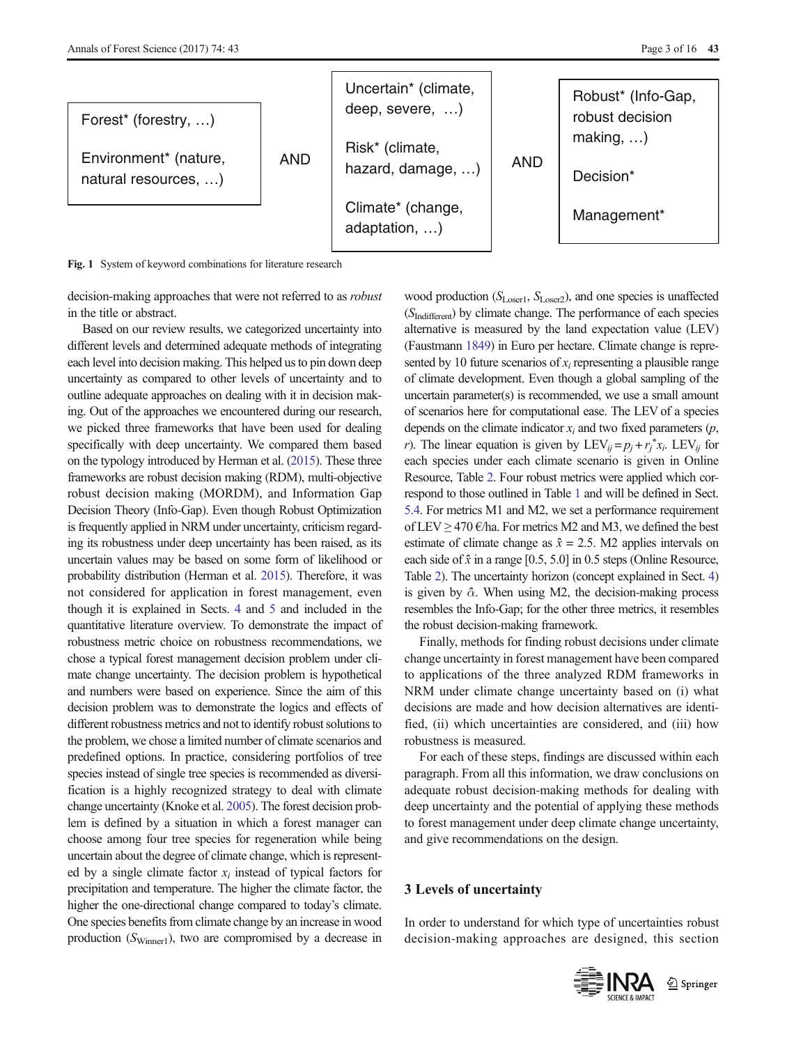Forest* (forestry, …)

Environment* (nature, natural resources, …)

AND

Uncertain* (climate, deep, severe, …)

Risk* (climate, hazard, damage, …)

Climate* (change, adaptation, …)

AND

Robust* (Info-Gap, robust decision making, …)

Decision*

Management*

**Fig. 1** System of keyword combinations for literature research

decision-making approaches that were not referred to as *robust* in the title or abstract.

Based on our review results, we categorized uncertainty into different levels and determined adequate methods of integrating each level into decision making. This helped us to pin down deep uncertainty as compared to other levels of uncertainty and to outline adequate approaches on dealing with it in decision making. Out of the approaches we encountered during our research, we picked three frameworks that have been used for dealing specifically with deep uncertainty. We compared them based on the typology introduced by Herman et al. (2015). These three frameworks are robust decision making (RDM), multi-objective robust decision making (MORDM), and Information Gap Decision Theory (Info-Gap). Even though Robust Optimization is frequently applied in NRM under uncertainty, criticism regarding its robustness under deep uncertainty has been raised, as its uncertain values may be based on some form of likelihood or probability distribution (Herman et al. 2015). Therefore, it was not considered for application in forest management, even though it is explained in Sects. 4 and 5 and included in the quantitative literature overview. To demonstrate the impact of robustness metric choice on robustness recommendations, we chose a typical forest management decision problem under climate change uncertainty. The decision problem is hypothetical and numbers were based on experience. Since the aim of this decision problem was to demonstrate the logics and effects of different robustness metrics and not to identify robust solutions to the problem, we chose a limited number of climate scenarios and predefined options. In practice, considering portfolios of tree species instead of single tree species is recommended as diversification is a highly recognized strategy to deal with climate change uncertainty (Knoke et al. 2005). The forest decision problem is defined by a situation in which a forest manager can choose among four tree species for regeneration while being uncertain about the degree of climate change, which is represented by a single climate factor $x_i$ instead of typical factors for precipitation and temperature. The higher the climate factor, the higher the one-directional change compared to today's climate. One species benefits from climate change by an increase in wood production ($S_{\mathrm{Winner1}}$), two are compromised by a decrease in wood production ($S_{\mathrm{Loser1}}$, $S_{\mathrm{Loser2}}$), and one species is unaffected ($S_{\mathrm{Indifferent}}$) by climate change. The performance of each species alternative is measured by the land expectation value (LEV) (Faustmann 1849) in Euro per hectare. Climate change is represented by 10 future scenarios of $x_i$ representing a plausible range of climate development. Even though a global sampling of the uncertain parameter(s) is recommended, we use a small amount of scenarios here for computational ease. The LEV of a species depends on the climate indicator $x_i$ and two fixed parameters ($p$, $r$). The linear equation is given by $\mathrm{LEV}_{ij} = p_j + r_j{}^{*}x_i$. $\mathrm{LEV}_{ij}$ for each species under each climate scenario is given in Online Resource, Table 2. Four robust metrics were applied which correspond to those outlined in Table 1 and will be defined in Sect. 5.4. For metrics M1 and M2, we set a performance requirement of LEV ≥ 470 €/ha. For metrics M2 and M3, we defined the best estimate of climate change as $\hat{x} = 2.5$. M2 applies intervals on each side of $\hat{x}$ in a range [0.5, 5.0] in 0.5 steps (Online Resource, Table 2). The uncertainty horizon (concept explained in Sect. 4) is given by $\hat{\alpha}$. When using M2, the decision-making process resembles the Info-Gap; for the other three metrics, it resembles the robust decision-making framework.

Finally, methods for finding robust decisions under climate change uncertainty in forest management have been compared to applications of the three analyzed RDM frameworks in NRM under climate change uncertainty based on (i) what decisions are made and how decision alternatives are identified, (ii) which uncertainties are considered, and (iii) how robustness is measured.

For each of these steps, findings are discussed within each paragraph. From all this information, we draw conclusions on adequate robust decision-making methods for dealing with deep uncertainty and the potential of applying these methods to forest management under deep climate change uncertainty, and give recommendations on the design.

## 3 Levels of uncertainty

In order to understand for which type of uncertainties robust decision-making approaches are designed, this section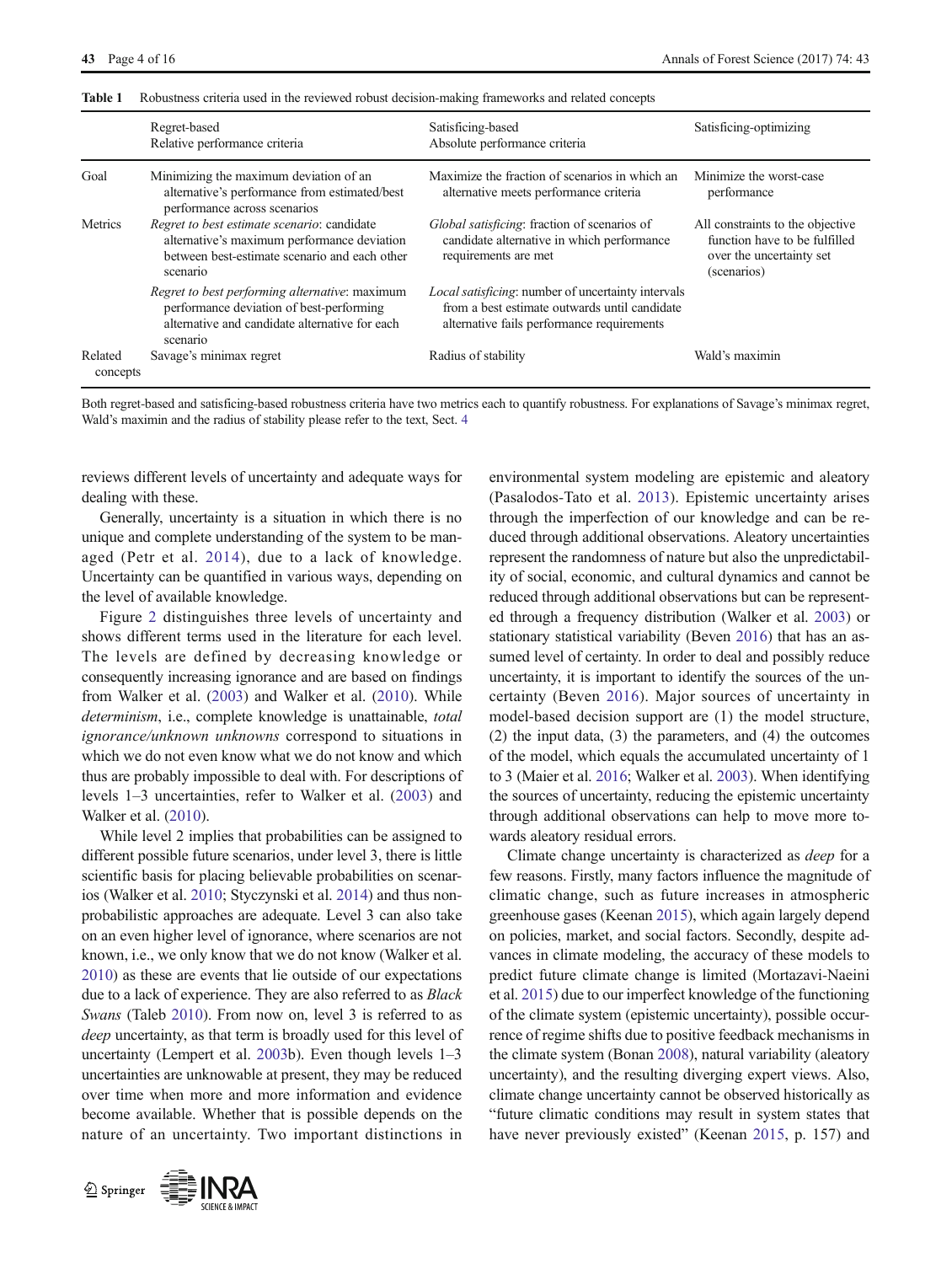**Table 1** Robustness criteria used in the reviewed robust decision-making frameworks and related concepts

| | Regret-based<br>Relative performance criteria | Satisficing-based<br>Absolute performance criteria | Satisficing-optimizing |
|---|---|---|---|
| Goal | Minimizing the maximum deviation of an alternative's performance from estimated/best performance across scenarios | Maximize the fraction of scenarios in which an alternative meets performance criteria | Minimize the worst-case performance |
| Metrics | *Regret to best estimate scenario*: candidate alternative's maximum performance deviation between best-estimate scenario and each other scenario | *Global satisficing*: fraction of scenarios of candidate alternative in which performance requirements are met | All constraints to the objective function have to be fulfilled over the uncertainty set (scenarios) |
| | *Regret to best performing alternative*: maximum performance deviation of best-performing alternative and candidate alternative for each scenario | *Local satisficing*: number of uncertainty intervals from a best estimate outwards until candidate alternative fails performance requirements | |
| Related concepts | Savage's minimax regret | Radius of stability | Wald's maximin |

Both regret-based and satisficing-based robustness criteria have two metrics each to quantify robustness. For explanations of Savage's minimax regret, Wald's maximin and the radius of stability please refer to the text, Sect. 4

reviews different levels of uncertainty and adequate ways for dealing with these.

Generally, uncertainty is a situation in which there is no unique and complete understanding of the system to be managed (Petr et al. 2014), due to a lack of knowledge. Uncertainty can be quantified in various ways, depending on the level of available knowledge.

Figure 2 distinguishes three levels of uncertainty and shows different terms used in the literature for each level. The levels are defined by decreasing knowledge or consequently increasing ignorance and are based on findings from Walker et al. (2003) and Walker et al. (2010). While *determinism*, i.e., complete knowledge is unattainable, *total ignorance/unknown unknowns* correspond to situations in which we do not even know what we do not know and which thus are probably impossible to deal with. For descriptions of levels 1–3 uncertainties, refer to Walker et al. (2003) and Walker et al. (2010).

While level 2 implies that probabilities can be assigned to different possible future scenarios, under level 3, there is little scientific basis for placing believable probabilities on scenarios (Walker et al. 2010; Styczynski et al. 2014) and thus non-probabilistic approaches are adequate. Level 3 can also take on an even higher level of ignorance, where scenarios are not known, i.e., we only know that we do not know (Walker et al. 2010) as these are events that lie outside of our expectations due to a lack of experience. They are also referred to as *Black Swans* (Taleb 2010). From now on, level 3 is referred to as *deep* uncertainty, as that term is broadly used for this level of uncertainty (Lempert et al. 2003b). Even though levels 1–3 uncertainties are unknowable at present, they may be reduced over time when more and more information and evidence become available. Whether that is possible depends on the nature of an uncertainty. Two important distinctions in environmental system modeling are epistemic and aleatory (Pasalodos-Tato et al. 2013). Epistemic uncertainty arises through the imperfection of our knowledge and can be reduced through additional observations. Aleatory uncertainties represent the randomness of nature but also the unpredictability of social, economic, and cultural dynamics and cannot be reduced through additional observations but can be represented through a frequency distribution (Walker et al. 2003) or stationary statistical variability (Beven 2016) that has an assumed level of certainty. In order to deal and possibly reduce uncertainty, it is important to identify the sources of the uncertainty (Beven 2016). Major sources of uncertainty in model-based decision support are (1) the model structure, (2) the input data, (3) the parameters, and (4) the outcomes of the model, which equals the accumulated uncertainty of 1 to 3 (Maier et al. 2016; Walker et al. 2003). When identifying the sources of uncertainty, reducing the epistemic uncertainty through additional observations can help to move more towards aleatory residual errors.

Climate change uncertainty is characterized as *deep* for a few reasons. Firstly, many factors influence the magnitude of climatic change, such as future increases in atmospheric greenhouse gases (Keenan 2015), which again largely depend on policies, market, and social factors. Secondly, despite advances in climate modeling, the accuracy of these models to predict future climate change is limited (Mortazavi-Naeini et al. 2015) due to our imperfect knowledge of the functioning of the climate system (epistemic uncertainty), possible occurrence of regime shifts due to positive feedback mechanisms in the climate system (Bonan 2008), natural variability (aleatory uncertainty), and the resulting diverging expert views. Also, climate change uncertainty cannot be observed historically as "future climatic conditions may result in system states that have never previously existed" (Keenan 2015, p. 157) and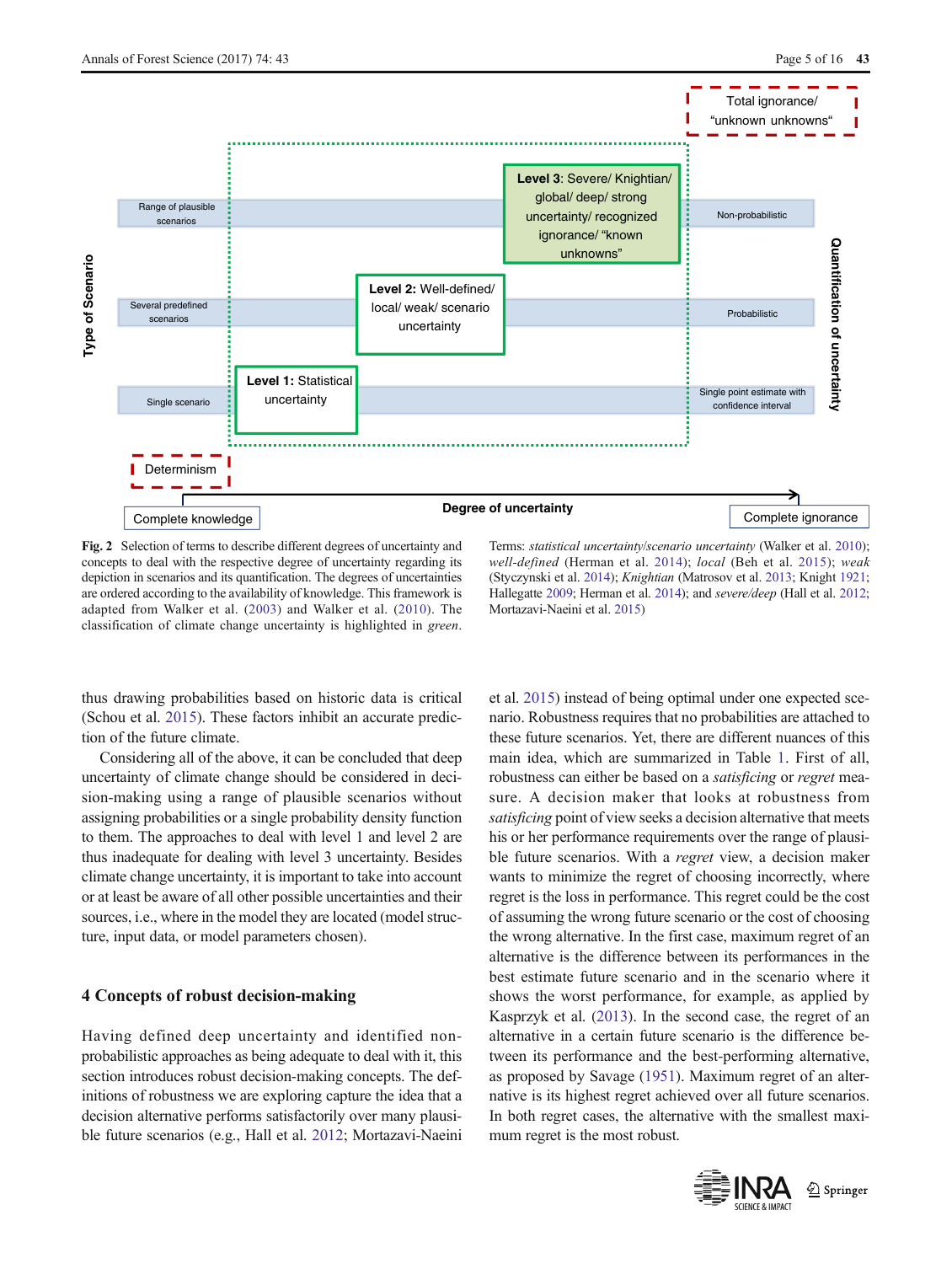Fig. 2 Selection of terms to describe different degrees of uncertainty and concepts to deal with the respective degree of uncertainty regarding its depiction in scenarios and its quantification. The degrees of uncertainties are ordered according to the availability of knowledge. This framework is adapted from Walker et al. (2003) and Walker et al. (2010). The classification of climate change uncertainty is highlighted in *green*. Terms: *statistical uncertainty*/*scenario uncertainty* (Walker et al. 2010); *well-defined* (Herman et al. 2014); *local* (Beh et al. 2015); *weak* (Styczynski et al. 2014); *Knightian* (Matrosov et al. 2013; Knight 1921; Hallegatte 2009; Herman et al. 2014); and *severe/deep* (Hall et al. 2012; Mortazavi-Naeini et al. 2015)

thus drawing probabilities based on historic data is critical (Schou et al. 2015). These factors inhibit an accurate prediction of the future climate.

Considering all of the above, it can be concluded that deep uncertainty of climate change should be considered in decision-making using a range of plausible scenarios without assigning probabilities or a single probability density function to them. The approaches to deal with level 1 and level 2 are thus inadequate for dealing with level 3 uncertainty. Besides climate change uncertainty, it is important to take into account or at least be aware of all other possible uncertainties and their sources, i.e., where in the model they are located (model structure, input data, or model parameters chosen).

## 4 Concepts of robust decision-making

Having defined deep uncertainty and identified non-probabilistic approaches as being adequate to deal with it, this section introduces robust decision-making concepts. The definitions of robustness we are exploring capture the idea that a decision alternative performs satisfactorily over many plausible future scenarios (e.g., Hall et al. 2012; Mortazavi-Naeini et al. 2015) instead of being optimal under one expected scenario. Robustness requires that no probabilities are attached to these future scenarios. Yet, there are different nuances of this main idea, which are summarized in Table 1. First of all, robustness can either be based on a *satisficing* or *regret* measure. A decision maker that looks at robustness from *satisficing* point of view seeks a decision alternative that meets his or her performance requirements over the range of plausible future scenarios. With a *regret* view, a decision maker wants to minimize the regret of choosing incorrectly, where regret is the loss in performance. This regret could be the cost of assuming the wrong future scenario or the cost of choosing the wrong alternative. In the first case, maximum regret of an alternative is the difference between its performances in the best estimate future scenario and in the scenario where it shows the worst performance, for example, as applied by Kasprzyk et al. (2013). In the second case, the regret of an alternative in a certain future scenario is the difference between its performance and the best-performing alternative, as proposed by Savage (1951). Maximum regret of an alternative is its highest regret achieved over all future scenarios. In both regret cases, the alternative with the smallest maximum regret is the most robust.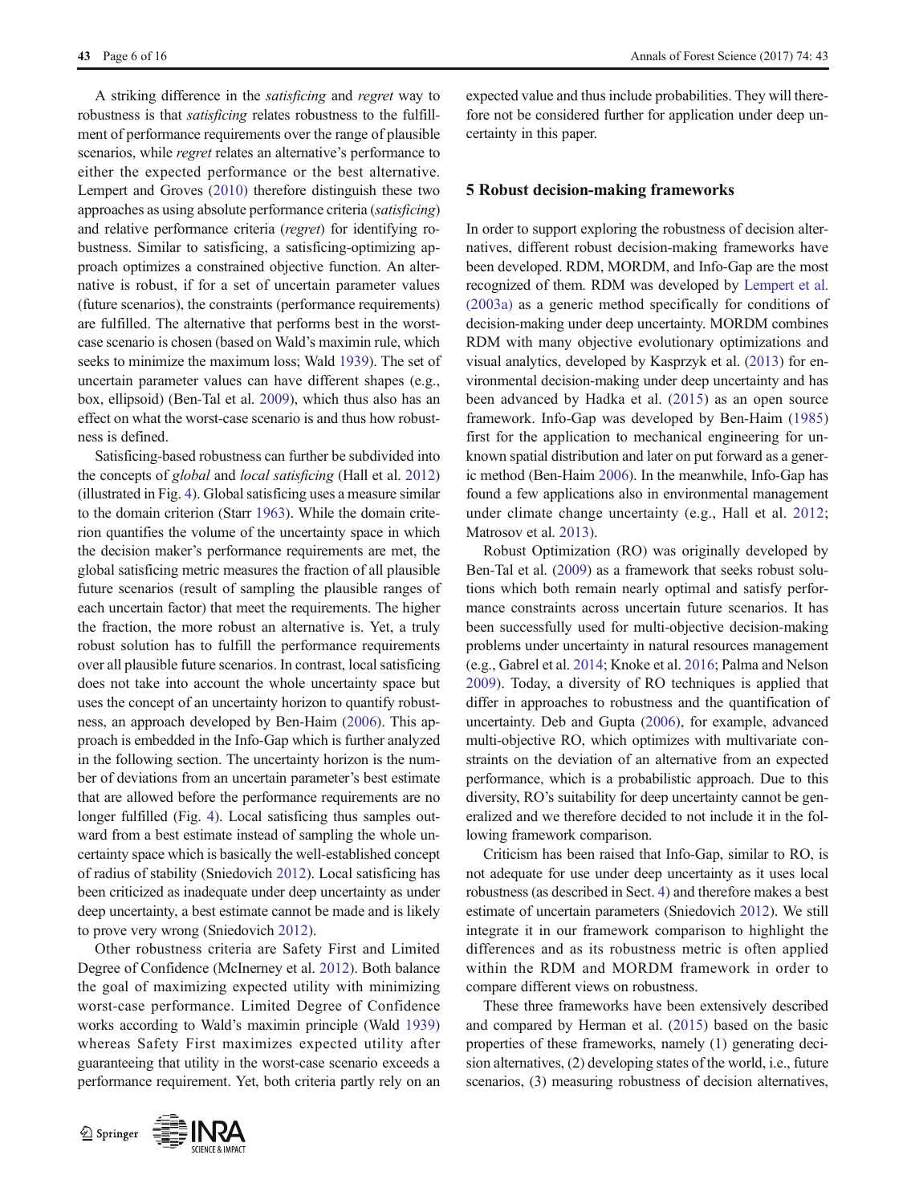A striking difference in the *satisficing* and *regret* way to robustness is that *satisficing* relates robustness to the fulfillment of performance requirements over the range of plausible scenarios, while *regret* relates an alternative's performance to either the expected performance or the best alternative. Lempert and Groves (2010) therefore distinguish these two approaches as using absolute performance criteria (*satisficing*) and relative performance criteria (*regret*) for identifying robustness. Similar to satisficing, a satisficing-optimizing approach optimizes a constrained objective function. An alternative is robust, if for a set of uncertain parameter values (future scenarios), the constraints (performance requirements) are fulfilled. The alternative that performs best in the worst-case scenario is chosen (based on Wald's maximin rule, which seeks to minimize the maximum loss; Wald 1939). The set of uncertain parameter values can have different shapes (e.g., box, ellipsoid) (Ben-Tal et al. 2009), which thus also has an effect on what the worst-case scenario is and thus how robustness is defined.

Satisficing-based robustness can further be subdivided into the concepts of *global* and *local satisficing* (Hall et al. 2012) (illustrated in Fig. 4). Global satisficing uses a measure similar to the domain criterion (Starr 1963). While the domain criterion quantifies the volume of the uncertainty space in which the decision maker's performance requirements are met, the global satisficing metric measures the fraction of all plausible future scenarios (result of sampling the plausible ranges of each uncertain factor) that meet the requirements. The higher the fraction, the more robust an alternative is. Yet, a truly robust solution has to fulfill the performance requirements over all plausible future scenarios. In contrast, local satisficing does not take into account the whole uncertainty space but uses the concept of an uncertainty horizon to quantify robustness, an approach developed by Ben-Haim (2006). This approach is embedded in the Info-Gap which is further analyzed in the following section. The uncertainty horizon is the number of deviations from an uncertain parameter's best estimate that are allowed before the performance requirements are no longer fulfilled (Fig. 4). Local satisficing thus samples outward from a best estimate instead of sampling the whole uncertainty space which is basically the well-established concept of radius of stability (Sniedovich 2012). Local satisficing has been criticized as inadequate under deep uncertainty as under deep uncertainty, a best estimate cannot be made and is likely to prove very wrong (Sniedovich 2012).

Other robustness criteria are Safety First and Limited Degree of Confidence (McInerney et al. 2012). Both balance the goal of maximizing expected utility with minimizing worst-case performance. Limited Degree of Confidence works according to Wald's maximin principle (Wald 1939) whereas Safety First maximizes expected utility after guaranteeing that utility in the worst-case scenario exceeds a performance requirement. Yet, both criteria partly rely on an expected value and thus include probabilities. They will therefore not be considered further for application under deep uncertainty in this paper.

## 5 Robust decision-making frameworks

In order to support exploring the robustness of decision alternatives, different robust decision-making frameworks have been developed. RDM, MORDM, and Info-Gap are the most recognized of them. RDM was developed by Lempert et al. (2003a) as a generic method specifically for conditions of decision-making under deep uncertainty. MORDM combines RDM with many objective evolutionary optimizations and visual analytics, developed by Kasprzyk et al. (2013) for environmental decision-making under deep uncertainty and has been advanced by Hadka et al. (2015) as an open source framework. Info-Gap was developed by Ben-Haim (1985) first for the application to mechanical engineering for unknown spatial distribution and later on put forward as a generic method (Ben-Haim 2006). In the meanwhile, Info-Gap has found a few applications also in environmental management under climate change uncertainty (e.g., Hall et al. 2012; Matrosov et al. 2013).

Robust Optimization (RO) was originally developed by Ben-Tal et al. (2009) as a framework that seeks robust solutions which both remain nearly optimal and satisfy performance constraints across uncertain future scenarios. It has been successfully used for multi-objective decision-making problems under uncertainty in natural resources management (e.g., Gabrel et al. 2014; Knoke et al. 2016; Palma and Nelson 2009). Today, a diversity of RO techniques is applied that differ in approaches to robustness and the quantification of uncertainty. Deb and Gupta (2006), for example, advanced multi-objective RO, which optimizes with multivariate constraints on the deviation of an alternative from an expected performance, which is a probabilistic approach. Due to this diversity, RO's suitability for deep uncertainty cannot be generalized and we therefore decided to not include it in the following framework comparison.

Criticism has been raised that Info-Gap, similar to RO, is not adequate for use under deep uncertainty as it uses local robustness (as described in Sect. 4) and therefore makes a best estimate of uncertain parameters (Sniedovich 2012). We still integrate it in our framework comparison to highlight the differences and as its robustness metric is often applied within the RDM and MORDM framework in order to compare different views on robustness.

These three frameworks have been extensively described and compared by Herman et al. (2015) based on the basic properties of these frameworks, namely (1) generating decision alternatives, (2) developing states of the world, i.e., future scenarios, (3) measuring robustness of decision alternatives,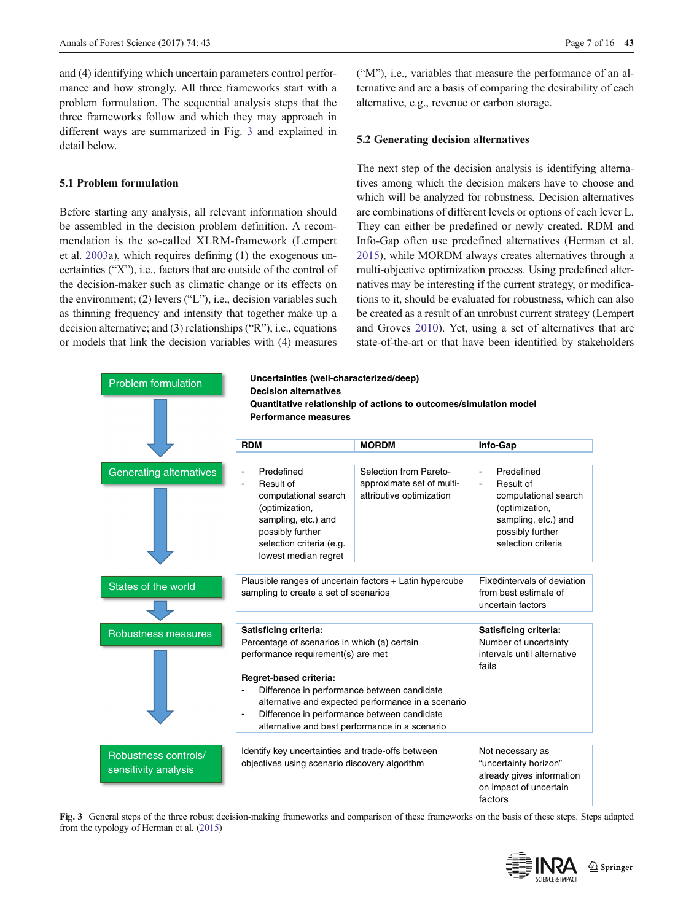and (4) identifying which uncertain parameters control performance and how strongly. All three frameworks start with a problem formulation. The sequential analysis steps that the three frameworks follow and which they may approach in different ways are summarized in Fig. 3 and explained in detail below.

### 5.1 Problem formulation

Before starting any analysis, all relevant information should be assembled in the decision problem definition. A recommendation is the so-called XLRM-framework (Lempert et al. 2003a), which requires defining (1) the exogenous uncertainties ("X"), i.e., factors that are outside of the control of the decision-maker such as climatic change or its effects on the environment; (2) levers ("L"), i.e., decision variables such as thinning frequency and intensity that together make up a decision alternative; and (3) relationships ("R"), i.e., equations or models that link the decision variables with (4) measures ("M"), i.e., variables that measure the performance of an alternative and are a basis of comparing the desirability of each alternative, e.g., revenue or carbon storage.

### 5.2 Generating decision alternatives

The next step of the decision analysis is identifying alternatives among which the decision makers have to choose and which will be analyzed for robustness. Decision alternatives are combinations of different levels or options of each lever L. They can either be predefined or newly created. RDM and Info-Gap often use predefined alternatives (Herman et al. 2015), while MORDM always creates alternatives through a multi-objective optimization process. Using predefined alternatives may be interesting if the current strategy, or modifications to it, should be evaluated for robustness, which can also be created as a result of an unrobust current strategy (Lempert and Groves 2010). Yet, using a set of alternatives that are state-of-the-art or that have been identified by stakeholders

**Problem formulation:**
- **Uncertainties (well-characterized/deep)**
- **Decision alternatives**
- **Quantitative relationship of actions to outcomes/simulation model**
- **Performance measures**

| Step | RDM | MORDM | Info-Gap |
|---|---|---|---|
| Generating alternatives | - Predefined<br>- Result of computational search (optimization, sampling, etc.) and possibly further selection criteria (e.g. lowest median regret | Selection from Pareto-approximate set of multi-attributive optimization | - Predefined<br>- Result of computational search (optimization, sampling, etc.) and possibly further selection criteria |
| States of the world | Plausible ranges of uncertain factors + Latin hypercube sampling to create a set of scenarios | | Fixedintervals of deviation from best estimate of uncertain factors |
| Robustness measures | **Satisficing criteria:**<br>Percentage of scenarios in which (a) certain performance requirement(s) are met<br><br>**Regret-based criteria:**<br>- Difference in performance between candidate alternative and expected performance in a scenario<br>- Difference in performance between candidate alternative and best performance in a scenario | | **Satisficing criteria:**<br>Number of uncertainty intervals until alternative fails |
| Robustness controls/ sensitivity analysis | Identify key uncertainties and trade-offs between objectives using scenario discovery algorithm | | Not necessary as "uncertainty horizon" already gives information on impact of uncertain factors |

**Fig. 3** General steps of the three robust decision-making frameworks and comparison of these frameworks on the basis of these steps. Steps adapted from the typology of Herman et al. (2015)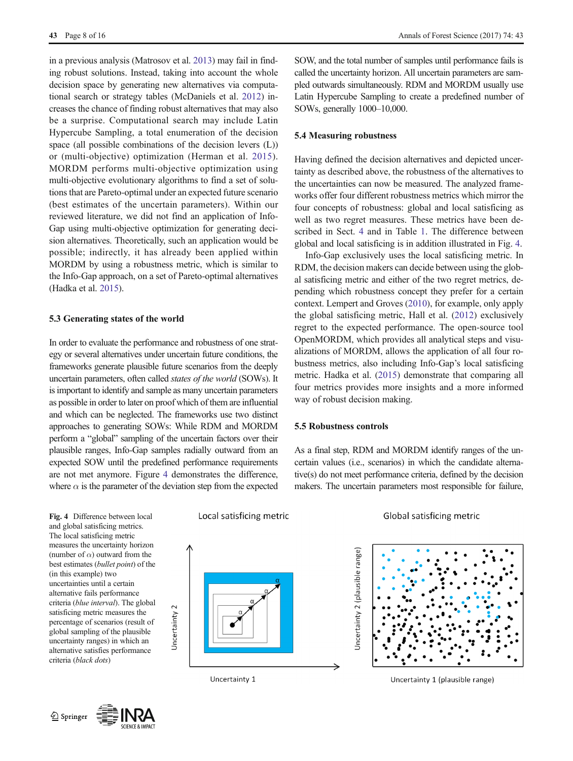in a previous analysis (Matrosov et al. 2013) may fail in finding robust solutions. Instead, taking into account the whole decision space by generating new alternatives via computational search or strategy tables (McDaniels et al. 2012) increases the chance of finding robust alternatives that may also be a surprise. Computational search may include Latin Hypercube Sampling, a total enumeration of the decision space (all possible combinations of the decision levers (L)) or (multi-objective) optimization (Herman et al. 2015). MORDM performs multi-objective optimization using multi-objective evolutionary algorithms to find a set of solutions that are Pareto-optimal under an expected future scenario (best estimates of the uncertain parameters). Within our reviewed literature, we did not find an application of Info-Gap using multi-objective optimization for generating decision alternatives. Theoretically, such an application would be possible; indirectly, it has already been applied within MORDM by using a robustness metric, which is similar to the Info-Gap approach, on a set of Pareto-optimal alternatives (Hadka et al. 2015).

### 5.3 Generating states of the world

In order to evaluate the performance and robustness of one strategy or several alternatives under uncertain future conditions, the frameworks generate plausible future scenarios from the deeply uncertain parameters, often called *states of the world* (SOWs). It is important to identify and sample as many uncertain parameters as possible in order to later on proof which of them are influential and which can be neglected. The frameworks use two distinct approaches to generating SOWs: While RDM and MORDM perform a "global" sampling of the uncertain factors over their plausible ranges, Info-Gap samples radially outward from an expected SOW until the predefined performance requirements are not met anymore. Figure 4 demonstrates the difference, where $\alpha$ is the parameter of the deviation step from the expected SOW, and the total number of samples until performance fails is called the uncertainty horizon. All uncertain parameters are sampled outwards simultaneously. RDM and MORDM usually use Latin Hypercube Sampling to create a predefined number of SOWs, generally 1000–10,000.

### 5.4 Measuring robustness

Having defined the decision alternatives and depicted uncertainty as described above, the robustness of the alternatives to the uncertainties can now be measured. The analyzed frameworks offer four different robustness metrics which mirror the four concepts of robustness: global and local satisficing as well as two regret measures. These metrics have been described in Sect. 4 and in Table 1. The difference between global and local satisficing is in addition illustrated in Fig. 4.

Info-Gap exclusively uses the local satisficing metric. In RDM, the decision makers can decide between using the global satisficing metric and either of the two regret metrics, depending which robustness concept they prefer for a certain context. Lempert and Groves (2010), for example, only apply the global satisficing metric, Hall et al. (2012) exclusively regret to the expected performance. The open-source tool OpenMORDM, which provides all analytical steps and visualizations of MORDM, allows the application of all four robustness metrics, also including Info-Gap's local satisficing metric. Hadka et al. (2015) demonstrate that comparing all four metrics provides more insights and a more informed way of robust decision making.

### 5.5 Robustness controls

As a final step, RDM and MORDM identify ranges of the uncertain values (i.e., scenarios) in which the candidate alternative(s) do not meet performance criteria, defined by the decision makers. The uncertain parameters most responsible for failure,

**Fig. 4** Difference between local and global satisficing metrics. The local satisficing metric measures the uncertainty horizon (number of $\alpha$) outward from the best estimates (*bullet point*) of the (in this example) two uncertainties until a certain alternative fails performance criteria (*blue interval*). The global satisficing metric measures the percentage of scenarios (result of global sampling of the plausible uncertainty ranges) in which an alternative satisfies performance criteria (*black dots*)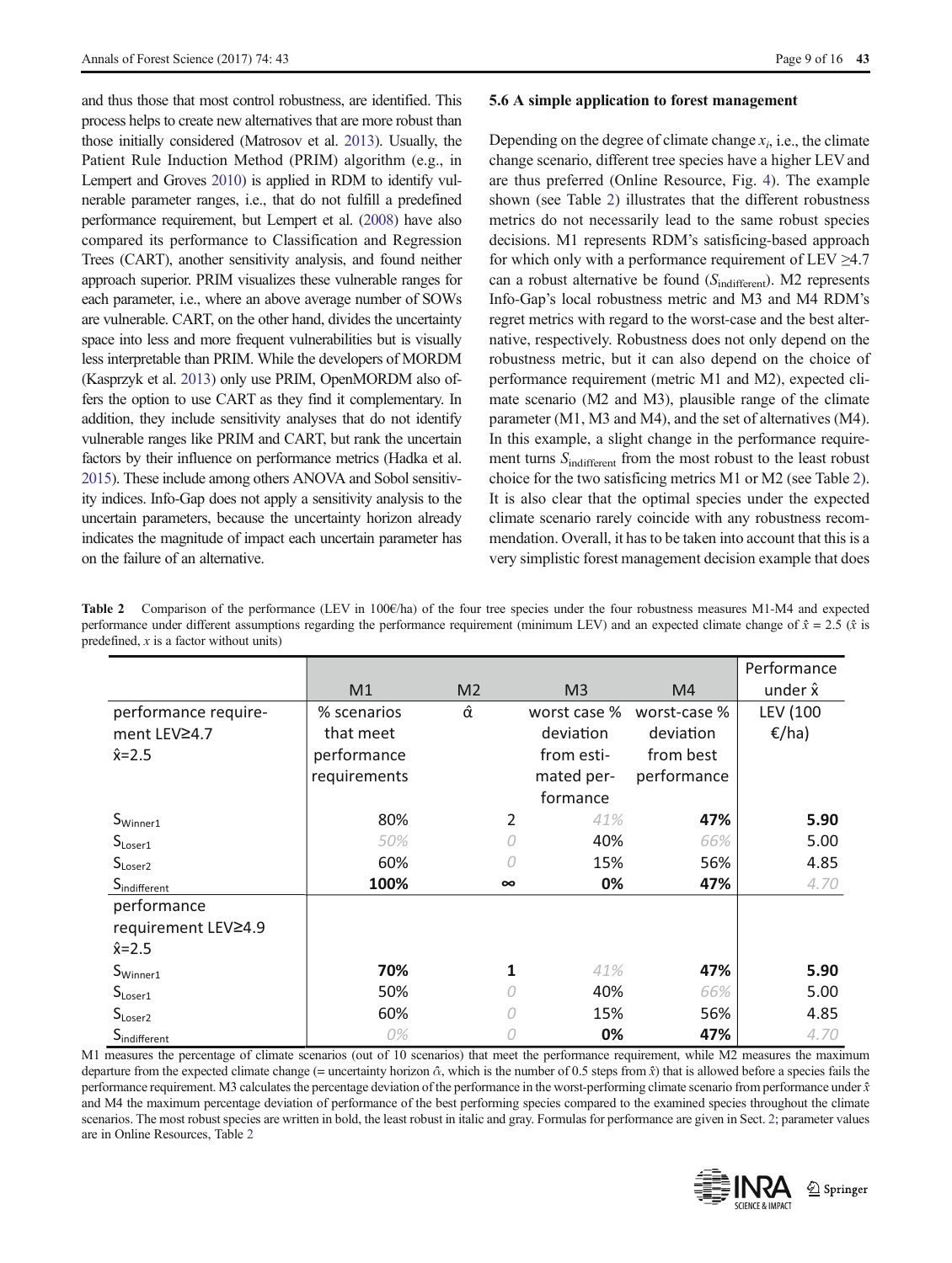and thus those that most control robustness, are identified. This process helps to create new alternatives that are more robust than those initially considered (Matrosov et al. 2013). Usually, the Patient Rule Induction Method (PRIM) algorithm (e.g., in Lempert and Groves 2010) is applied in RDM to identify vulnerable parameter ranges, i.e., that do not fulfill a predefined performance requirement, but Lempert et al. (2008) have also compared its performance to Classification and Regression Trees (CART), another sensitivity analysis, and found neither approach superior. PRIM visualizes these vulnerable ranges for each parameter, i.e., where an above average number of SOWs are vulnerable. CART, on the other hand, divides the uncertainty space into less and more frequent vulnerabilities but is visually less interpretable than PRIM. While the developers of MORDM (Kasprzyk et al. 2013) only use PRIM, OpenMORDM also offers the option to use CART as they find it complementary. In addition, they include sensitivity analyses that do not identify vulnerable ranges like PRIM and CART, but rank the uncertain factors by their influence on performance metrics (Hadka et al. 2015). These include among others ANOVA and Sobol sensitivity indices. Info-Gap does not apply a sensitivity analysis to the uncertain parameters, because the uncertainty horizon already indicates the magnitude of impact each uncertain parameter has on the failure of an alternative.

### 5.6 A simple application to forest management

Depending on the degree of climate change $x_i$, i.e., the climate change scenario, different tree species have a higher LEV and are thus preferred (Online Resource, Fig. 4). The example shown (see Table 2) illustrates that the different robustness metrics do not necessarily lead to the same robust species decisions. M1 represents RDM's satisficing-based approach for which only with a performance requirement of LEV ≥4.7 can a robust alternative be found ($S_{\text{indifferent}}$). M2 represents Info-Gap's local robustness metric and M3 and M4 RDM's regret metrics with regard to the worst-case and the best alternative, respectively. Robustness does not only depend on the robustness metric, but it can also depend on the choice of performance requirement (metric M1 and M2), expected climate scenario (M2 and M3), plausible range of the climate parameter (M1, M3 and M4), and the set of alternatives (M4). In this example, a slight change in the performance requirement turns $S_{\text{indifferent}}$ from the most robust to the least robust choice for the two satisficing metrics M1 or M2 (see Table 2). It is also clear that the optimal species under the expected climate scenario rarely coincide with any robustness recommendation. Overall, it has to be taken into account that this is a very simplistic forest management decision example that does

**Table 2** Comparison of the performance (LEV in 100€/ha) of the four tree species under the four robustness measures M1-M4 and expected performance under different assumptions regarding the performance requirement (minimum LEV) and an expected climate change of $\hat{x} = 2.5$ ($\hat{x}$ is predefined, $x$ is a factor without units)

| | M1 | M2 | M3 | M4 | Performance under $\hat{x}$ |
|---|---|---|---|---|---|
| performance requirement LEV≥4.7 $\hat{x}$=2.5 | % scenarios that meet performance requirements | $\hat{\alpha}$ | worst case % deviation from estimated performance | worst-case % deviation from best performance | LEV (100 €/ha) |
| $S_{\text{Winner1}}$ | 80% | 2 | *41%* | **47%** | **5.90** |
| $S_{\text{Loser1}}$ | *50%* | *0* | 40% | *66%* | 5.00 |
| $S_{\text{Loser2}}$ | 60% | *0* | 15% | 56% | 4.85 |
| $S_{\text{indifferent}}$ | **100%** | **∞** | **0%** | **47%** | *4.70* |
| performance requirement LEV≥4.9 $\hat{x}$=2.5 | | | | | |
| $S_{\text{Winner1}}$ | **70%** | **1** | *41%* | **47%** | **5.90** |
| $S_{\text{Loser1}}$ | 50% | *0* | 40% | *66%* | 5.00 |
| $S_{\text{Loser2}}$ | 60% | *0* | 15% | 56% | 4.85 |
| $S_{\text{indifferent}}$ | *0%* | *0* | **0%** | **47%** | *4.70* |

M1 measures the percentage of climate scenarios (out of 10 scenarios) that meet the performance requirement, while M2 measures the maximum departure from the expected climate change (= uncertainty horizon $\hat{\alpha}$, which is the number of 0.5 steps from $\hat{x}$) that is allowed before a species fails the performance requirement. M3 calculates the percentage deviation of the performance in the worst-performing climate scenario from performance under $\hat{x}$ and M4 the maximum percentage deviation of performance of the best performing species compared to the examined species throughout the climate scenarios. The most robust species are written in bold, the least robust in italic and gray. Formulas for performance are given in Sect. 2; parameter values are in Online Resources, Table 2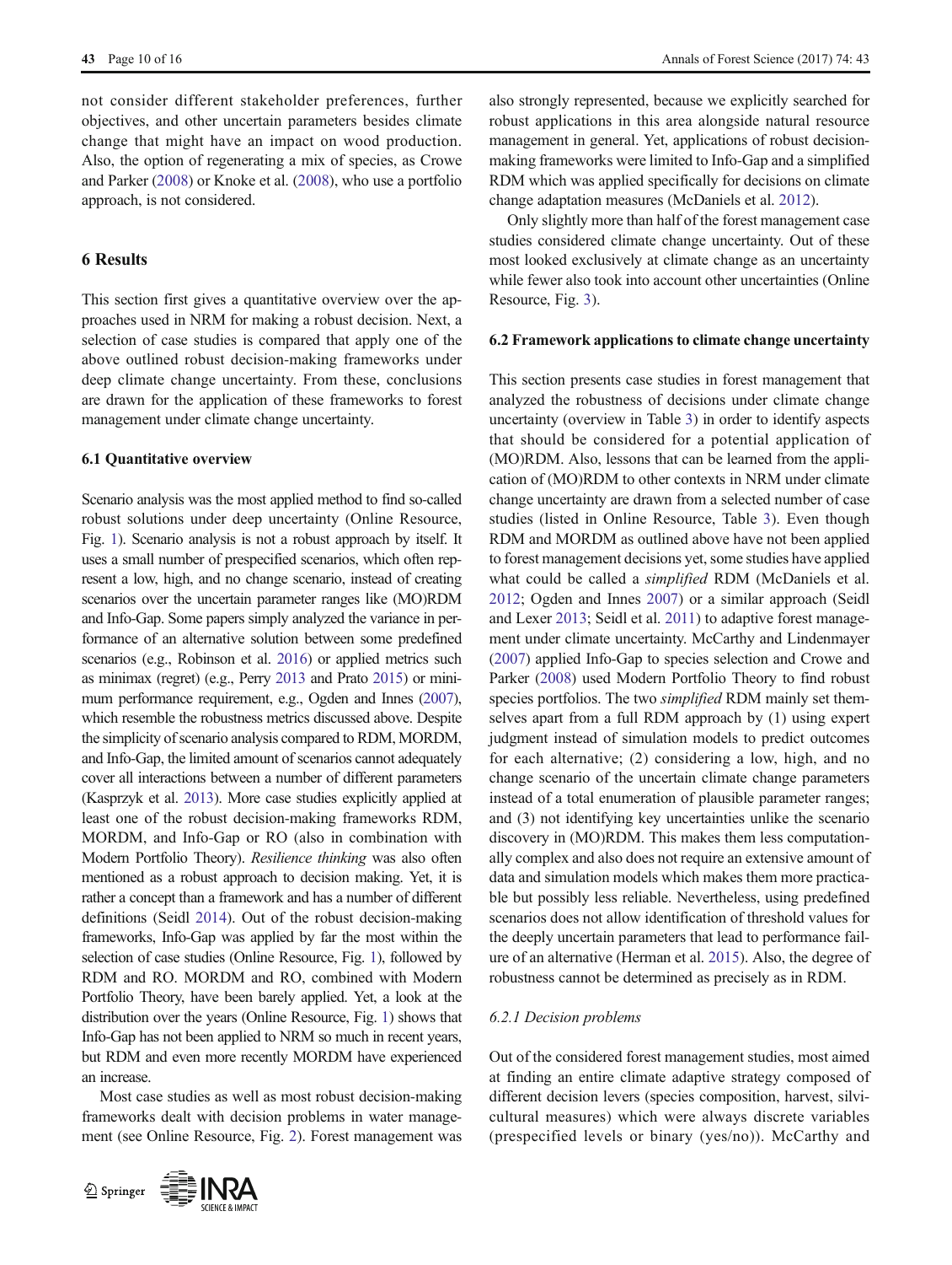not consider different stakeholder preferences, further objectives, and other uncertain parameters besides climate change that might have an impact on wood production. Also, the option of regenerating a mix of species, as Crowe and Parker (2008) or Knoke et al. (2008), who use a portfolio approach, is not considered.

## 6 Results

This section first gives a quantitative overview over the approaches used in NRM for making a robust decision. Next, a selection of case studies is compared that apply one of the above outlined robust decision-making frameworks under deep climate change uncertainty. From these, conclusions are drawn for the application of these frameworks to forest management under climate change uncertainty.

### 6.1 Quantitative overview

Scenario analysis was the most applied method to find so-called robust solutions under deep uncertainty (Online Resource, Fig. 1). Scenario analysis is not a robust approach by itself. It uses a small number of prespecified scenarios, which often represent a low, high, and no change scenario, instead of creating scenarios over the uncertain parameter ranges like (MO)RDM and Info-Gap. Some papers simply analyzed the variance in performance of an alternative solution between some predefined scenarios (e.g., Robinson et al. 2016) or applied metrics such as minimax (regret) (e.g., Perry 2013 and Prato 2015) or minimum performance requirement, e.g., Ogden and Innes (2007), which resemble the robustness metrics discussed above. Despite the simplicity of scenario analysis compared to RDM, MORDM, and Info-Gap, the limited amount of scenarios cannot adequately cover all interactions between a number of different parameters (Kasprzyk et al. 2013). More case studies explicitly applied at least one of the robust decision-making frameworks RDM, MORDM, and Info-Gap or RO (also in combination with Modern Portfolio Theory). *Resilience thinking* was also often mentioned as a robust approach to decision making. Yet, it is rather a concept than a framework and has a number of different definitions (Seidl 2014). Out of the robust decision-making frameworks, Info-Gap was applied by far the most within the selection of case studies (Online Resource, Fig. 1), followed by RDM and RO. MORDM and RO, combined with Modern Portfolio Theory, have been barely applied. Yet, a look at the distribution over the years (Online Resource, Fig. 1) shows that Info-Gap has not been applied to NRM so much in recent years, but RDM and even more recently MORDM have experienced an increase.

Most case studies as well as most robust decision-making frameworks dealt with decision problems in water management (see Online Resource, Fig. 2). Forest management was also strongly represented, because we explicitly searched for robust applications in this area alongside natural resource management in general. Yet, applications of robust decision-making frameworks were limited to Info-Gap and a simplified RDM which was applied specifically for decisions on climate change adaptation measures (McDaniels et al. 2012).

Only slightly more than half of the forest management case studies considered climate change uncertainty. Out of these most looked exclusively at climate change as an uncertainty while fewer also took into account other uncertainties (Online Resource, Fig. 3).

### 6.2 Framework applications to climate change uncertainty

This section presents case studies in forest management that analyzed the robustness of decisions under climate change uncertainty (overview in Table 3) in order to identify aspects that should be considered for a potential application of (MO)RDM. Also, lessons that can be learned from the application of (MO)RDM to other contexts in NRM under climate change uncertainty are drawn from a selected number of case studies (listed in Online Resource, Table 3). Even though RDM and MORDM as outlined above have not been applied to forest management decisions yet, some studies have applied what could be called a *simplified* RDM (McDaniels et al. 2012; Ogden and Innes 2007) or a similar approach (Seidl and Lexer 2013; Seidl et al. 2011) to adaptive forest management under climate uncertainty. McCarthy and Lindenmayer (2007) applied Info-Gap to species selection and Crowe and Parker (2008) used Modern Portfolio Theory to find robust species portfolios. The two *simplified* RDM mainly set themselves apart from a full RDM approach by (1) using expert judgment instead of simulation models to predict outcomes for each alternative; (2) considering a low, high, and no change scenario of the uncertain climate change parameters instead of a total enumeration of plausible parameter ranges; and (3) not identifying key uncertainties unlike the scenario discovery in (MO)RDM. This makes them less computationally complex and also does not require an extensive amount of data and simulation models which makes them more practicable but possibly less reliable. Nevertheless, using predefined scenarios does not allow identification of threshold values for the deeply uncertain parameters that lead to performance failure of an alternative (Herman et al. 2015). Also, the degree of robustness cannot be determined as precisely as in RDM.

#### 6.2.1 Decision problems

Out of the considered forest management studies, most aimed at finding an entire climate adaptive strategy composed of different decision levers (species composition, harvest, silvicultural measures) which were always discrete variables (prespecified levels or binary (yes/no)). McCarthy and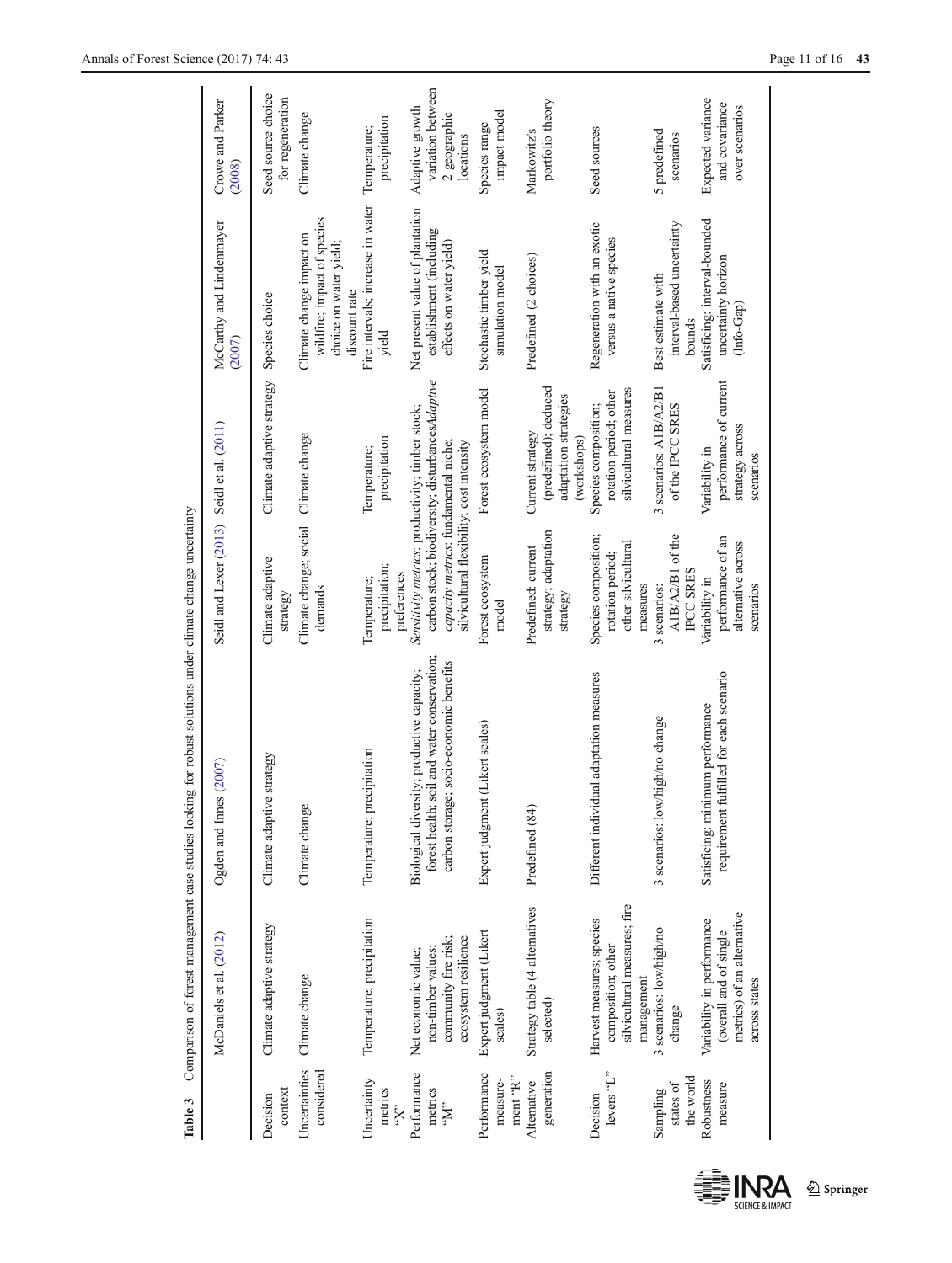**Table 3** Comparison of forest management case studies looking for robust solutions under climate change uncertainty

| | McDaniels et al. (2012) | Ogden and Innes (2007) | Seidl and Lexer (2013) | Seidl et al. (2011) | McCarthy and Lindenmayer (2007) | Crowe and Parker (2008) |
|---|---|---|---|---|---|---|
| Decision context | Climate adaptive strategy | Climate adaptive strategy | Climate adaptive strategy | Climate adaptive strategy | Species choice | Seed source choice for regeneration |
| Uncertainties considered | Climate change | Climate change | Climate change; social demands | Climate change | Climate change impact on wildfire; impact of species choice on water yield; discount rate | Climate change |
| Uncertainty metrics "X" | Temperature; precipitation | Temperature; precipitation | Temperature; precipitation; preferences | Temperature; precipitation | Fire intervals; increase in water yield | Temperature; precipitation |
| Performance metrics "M" | Net economic value; non-timber values; community fire risk; ecosystem resilience | Biological diversity; productive capacity; forest health; soil and water conservation; carbon storage; socio-economic benefits | *Sensitivity metrics*: productivity; timber stock; carbon stock; biodiversity; disturbances*Adaptive capacity metrics*: fundamental niche; silvicultural flexibility; cost intensity | | Net present value of plantation establishment (including effects on water yield) | Adaptive growth variation between 2 geographic locations |
| Performance measure-ment "R" | Expert judgment (Likert scales) | Expert judgment (Likert scales) | Forest ecosystem model | Forest ecosystem model | Stochastic timber yield simulation model | Species range impact model |
| Alternative generation | Strategy table (4 alternatives selected) | Predefined (84) | Predefined: current strategy; adaptation strategy | Current strategy (predefined); deduced adaptation strategies (workshops) | Predefined (2 choices) | Markowitz's portfolio theory |
| Decision levers "L" | Harvest measures; species composition; other silvicultural measures; fire management | Different individual adaptation measures | Species composition; rotation period; other silvicultural measures | Species composition; rotation period; other silvicultural measures | Regeneration with an exotic versus a native species | Seed sources |
| Sampling states of the world | 3 scenarios: low/high/no change | 3 scenarios: low/high/no change | 3 scenarios: A1B/A2/B1 of the IPCC SRES | 3 scenarios: A1B/A2/B1 of the IPCC SRES | Best estimate with interval-based uncertainty bounds | 5 predefined scenarios |
| Robustness measure | Variability in performance (overall and of single metrics) of an alternative across states | Satisficing: minimum performance requirement fulfilled for each scenario | Variability in performance of an alternative across scenarios | Variability in performance of current strategy across scenarios | Satisficing: interval-bounded uncertainty horizon (Info-Gap) | Expected variance and covariance over scenarios |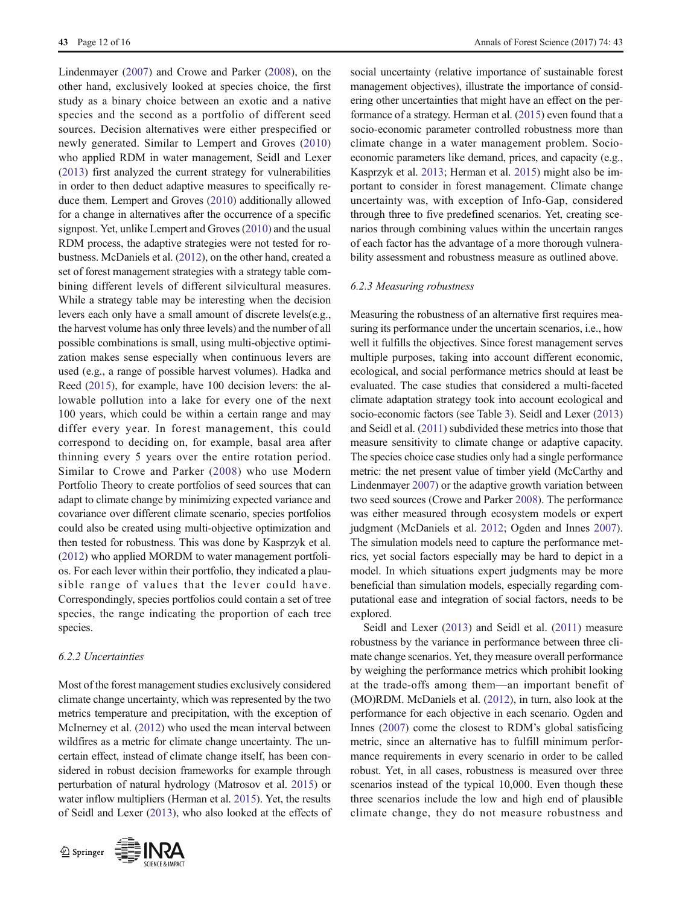Lindenmayer (2007) and Crowe and Parker (2008), on the other hand, exclusively looked at species choice, the first study as a binary choice between an exotic and a native species and the second as a portfolio of different seed sources. Decision alternatives were either prespecified or newly generated. Similar to Lempert and Groves (2010) who applied RDM in water management, Seidl and Lexer (2013) first analyzed the current strategy for vulnerabilities in order to then deduct adaptive measures to specifically reduce them. Lempert and Groves (2010) additionally allowed for a change in alternatives after the occurrence of a specific signpost. Yet, unlike Lempert and Groves (2010) and the usual RDM process, the adaptive strategies were not tested for robustness. McDaniels et al. (2012), on the other hand, created a set of forest management strategies with a strategy table combining different levels of different silvicultural measures. While a strategy table may be interesting when the decision levers each only have a small amount of discrete levels(e.g., the harvest volume has only three levels) and the number of all possible combinations is small, using multi-objective optimization makes sense especially when continuous levers are used (e.g., a range of possible harvest volumes). Hadka and Reed (2015), for example, have 100 decision levers: the allowable pollution into a lake for every one of the next 100 years, which could be within a certain range and may differ every year. In forest management, this could correspond to deciding on, for example, basal area after thinning every 5 years over the entire rotation period. Similar to Crowe and Parker (2008) who use Modern Portfolio Theory to create portfolios of seed sources that can adapt to climate change by minimizing expected variance and covariance over different climate scenarios, species portfolios could also be created using multi-objective optimization and then tested for robustness. This was done by Kasprzyk et al. (2012) who applied MORDM to water management portfolios. For each lever within their portfolio, they indicated a plausible range of values that the lever could have. Correspondingly, species portfolios could contain a set of tree species, the range indicating the proportion of each tree species.

#### 6.2.2 Uncertainties

Most of the forest management studies exclusively considered climate change uncertainty, which was represented by the two metrics temperature and precipitation, with the exception of McInerney et al. (2012) who used the mean interval between wildfires as a metric for climate change uncertainty. The uncertain effect, instead of climate change itself, has been considered in robust decision frameworks for example through perturbation of natural hydrology (Matrosov et al. 2015) or water inflow multipliers (Herman et al. 2015). Yet, the results of Seidl and Lexer (2013), who also looked at the effects of social uncertainty (relative importance of sustainable forest management objectives), illustrate the importance of considering other uncertainties that might have an effect on the performance of a strategy. Herman et al. (2015) even found that a socio-economic parameter controlled robustness more than climate change in a water management problem. Socio-economic parameters like demand, prices, and capacity (e.g., Kasprzyk et al. 2013; Herman et al. 2015) might also be important to consider in forest management. Climate change uncertainty was, with exception of Info-Gap, considered through three to five predefined scenarios. Yet, creating scenarios through combining values within the uncertain ranges of each factor has the advantage of a more thorough vulnerability assessment and robustness measure as outlined above.

#### 6.2.3 Measuring robustness

Measuring the robustness of an alternative first requires measuring its performance under the uncertain scenarios, i.e., how well it fulfills the objectives. Since forest management serves multiple purposes, taking into account different economic, ecological, and social performance metrics should at least be evaluated. The case studies that considered a multi-faceted climate adaptation strategy took into account ecological and socio-economic factors (see Table 3). Seidl and Lexer (2013) and Seidl et al. (2011) subdivided these metrics into those that measure sensitivity to climate change or adaptive capacity. The species choice case studies only had a single performance metric: the net present value of timber yield (McCarthy and Lindenmayer 2007) or the adaptive growth variation between two seed sources (Crowe and Parker 2008). The performance was either measured through ecosystem models or expert judgment (McDaniels et al. 2012; Ogden and Innes 2007). The simulation models need to capture the performance metrics, yet social factors especially may be hard to depict in a model. In which situations expert judgments may be more beneficial than simulation models, especially regarding computational ease and integration of social factors, needs to be explored.

Seidl and Lexer (2013) and Seidl et al. (2011) measure robustness by the variance in performance between three climate change scenarios. Yet, they measure overall performance by weighing the performance metrics which prohibit looking at the trade-offs among them—an important benefit of (MO)RDM. McDaniels et al. (2012), in turn, also look at the performance for each objective in each scenario. Ogden and Innes (2007) come the closest to RDM's global satisficing metric, since an alternative has to fulfill minimum performance requirements in every scenario in order to be called robust. Yet, in all cases, robustness is measured over three scenarios instead of the typical 10,000. Even though these three scenarios include the low and high end of plausible climate change, they do not measure robustness and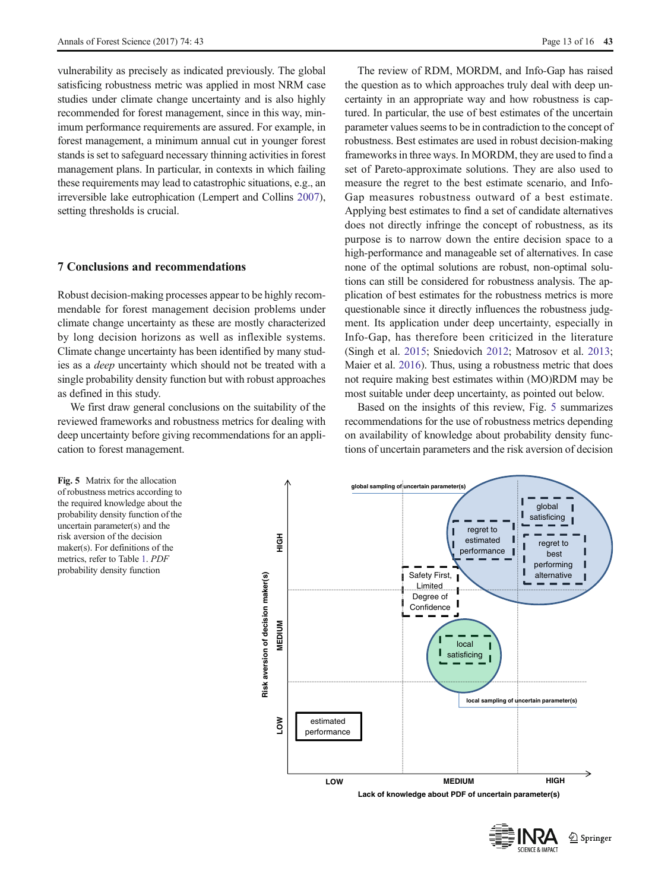vulnerability as precisely as indicated previously. The global satisficing robustness metric was applied in most NRM case studies under climate change uncertainty and is also highly recommended for forest management, since in this way, minimum performance requirements are assured. For example, in forest management, a minimum annual cut in younger forest stands is set to safeguard necessary thinning activities in forest management plans. In particular, in contexts in which failing these requirements may lead to catastrophic situations, e.g., an irreversible lake eutrophication (Lempert and Collins 2007), setting thresholds is crucial.

## 7 Conclusions and recommendations

Robust decision-making processes appear to be highly recommendable for forest management decision problems under climate change uncertainty as these are mostly characterized by long decision horizons as well as inflexible systems. Climate change uncertainty has been identified by many studies as a *deep* uncertainty which should not be treated with a single probability density function but with robust approaches as defined in this study.

We first draw general conclusions on the suitability of the reviewed frameworks and robustness metrics for dealing with deep uncertainty before giving recommendations for an application to forest management.

The review of RDM, MORDM, and Info-Gap has raised the question as to which approaches truly deal with deep uncertainty in an appropriate way and how robustness is captured. In particular, the use of best estimates of the uncertain parameter values seems to be in contradiction to the concept of robustness. Best estimates are used in robust decision-making frameworks in three ways. In MORDM, they are used to find a set of Pareto-approximate solutions. They are also used to measure the regret to the best estimate scenario, and Info-Gap measures robustness outward of a best estimate. Applying best estimates to find a set of candidate alternatives does not directly infringe the concept of robustness, as its purpose is to narrow down the entire decision space to a high-performance and manageable set of alternatives. In case none of the optimal solutions are robust, non-optimal solutions can still be considered for robustness analysis. The application of best estimates for the robustness metrics is more questionable since it directly influences the robustness judgment. Its application under deep uncertainty, especially in Info-Gap, has therefore been criticized in the literature (Singh et al. 2015; Sniedovich 2012; Matrosov et al. 2013; Maier et al. 2016). Thus, using a robustness metric that does not require making best estimates within (MO)RDM may be most suitable under deep uncertainty, as pointed out below.

Based on the insights of this review, Fig. 5 summarizes recommendations for the use of robustness metrics depending on availability of knowledge about probability density functions of uncertain parameters and the risk aversion of decision

global sampling of uncertain parameter(s)

global satisficing

regret to estimated performance

regret to best performing alternative

Safety First, Limited Degree of Confidence

local satisficing

local sampling of uncertain parameter(s)

estimated performance

Risk aversion of decision maker(s)

LOW

MEDIUM

HIGH

Lack of knowledge about PDF of uncertain parameter(s)

LOW

MEDIUM

HIGH

**Fig. 5** Matrix for the allocation of robustness metrics according to the required knowledge about the probability density function of the uncertain parameter(s) and the risk aversion of the decision maker(s). For definitions of the metrics, refer to Table 1. *PDF* probability density function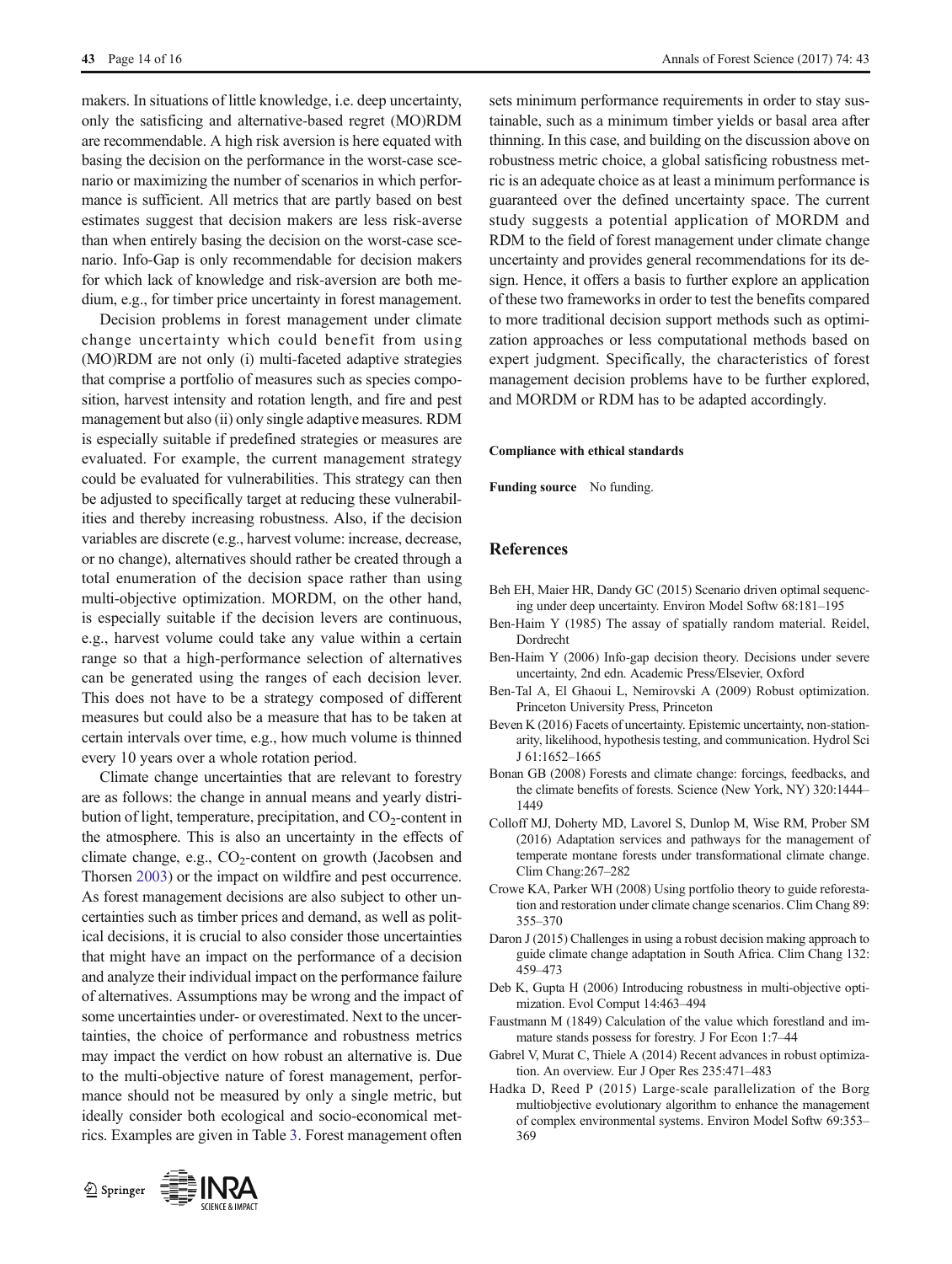makers. In situations of little knowledge, i.e. deep uncertainty, only the satisficing and alternative-based regret (MO)RDM are recommendable. A high risk aversion is here equated with basing the decision on the performance in the worst-case scenario or maximizing the number of scenarios in which performance is sufficient. All metrics that are partly based on best estimates suggest that decision makers are less risk-averse than when entirely basing the decision on the worst-case scenario. Info-Gap is only recommendable for decision makers for which lack of knowledge and risk-aversion are both medium, e.g., for timber price uncertainty in forest management.

Decision problems in forest management under climate change uncertainty which could benefit from using (MO)RDM are not only (i) multi-faceted adaptive strategies that comprise a portfolio of measures such as species composition, harvest intensity and rotation length, and fire and pest management but also (ii) only single adaptive measures. RDM is especially suitable if predefined strategies or measures are evaluated. For example, the current management strategy could be evaluated for vulnerabilities. This strategy can then be adjusted to specifically target at reducing these vulnerabilities and thereby increasing robustness. Also, if the decision variables are discrete (e.g., harvest volume: increase, decrease, or no change), alternatives should rather be created through a total enumeration of the decision space rather than using multi-objective optimization. MORDM, on the other hand, is especially suitable if the decision levers are continuous, e.g., harvest volume could take any value within a certain range so that a high-performance selection of alternatives can be generated using the ranges of each decision lever. This does not have to be a strategy composed of different measures but could also be a measure that has to be taken at certain intervals over time, e.g., how much volume is thinned every 10 years over a whole rotation period.

Climate change uncertainties that are relevant to forestry are as follows: the change in annual means and yearly distribution of light, temperature, precipitation, and $CO_2$-content in the atmosphere. This is also an uncertainty in the effects of climate change, e.g., $CO_2$-content on growth (Jacobsen and Thorsen 2003) or the impact on wildfire and pest occurrence. As forest management decisions are also subject to other uncertainties such as timber prices and demand, as well as political decisions, it is crucial to also consider those uncertainties that might have an impact on the performance of a decision and analyze their individual impact on the performance failure of alternatives. Assumptions may be wrong and the impact of some uncertainties under- or overestimated. Next to the uncertainties, the choice of performance and robustness metrics may impact the verdict on how robust an alternative is. Due to the multi-objective nature of forest management, performance should not be measured by only a single metric, but ideally consider both ecological and socio-economical metrics. Examples are given in Table 3. Forest management often sets minimum performance requirements in order to stay sustainable, such as a minimum timber yields or basal area after thinning. In this case, and building on the discussion above on robustness metric choice, a global satisficing robustness metric is an adequate choice as at least a minimum performance is guaranteed over the defined uncertainty space. The current study suggests a potential application of MORDM and RDM to the field of forest management under climate change uncertainty and provides general recommendations for its design. Hence, it offers a basis to further explore an application of these two frameworks in order to test the benefits compared to more traditional decision support methods such as optimization approaches or less computational methods based on expert judgment. Specifically, the characteristics of forest management decision problems have to be further explored, and MORDM or RDM has to be adapted accordingly.

**Compliance with ethical standards**

**Funding source** No funding.

## References

Beh EH, Maier HR, Dandy GC (2015) Scenario driven optimal sequencing under deep uncertainty. Environ Model Softw 68:181–195

Ben-Haim Y (1985) The assay of spatially random material. Reidel, Dordrecht

Ben-Haim Y (2006) Info-gap decision theory. Decisions under severe uncertainty, 2nd edn. Academic Press/Elsevier, Oxford

Ben-Tal A, El Ghaoui L, Nemirovski A (2009) Robust optimization. Princeton University Press, Princeton

Beven K (2016) Facets of uncertainty. Epistemic uncertainty, non-stationarity, likelihood, hypothesis testing, and communication. Hydrol Sci J 61:1652–1665

Bonan GB (2008) Forests and climate change: forcings, feedbacks, and the climate benefits of forests. Science (New York, NY) 320:1444–1449

Colloff MJ, Doherty MD, Lavorel S, Dunlop M, Wise RM, Prober SM (2016) Adaptation services and pathways for the management of temperate montane forests under transformational climate change. Clim Chang:267–282

Crowe KA, Parker WH (2008) Using portfolio theory to guide reforestation and restoration under climate change scenarios. Clim Chang 89: 355–370

Daron J (2015) Challenges in using a robust decision making approach to guide climate change adaptation in South Africa. Clim Chang 132: 459–473

Deb K, Gupta H (2006) Introducing robustness in multi-objective optimization. Evol Comput 14:463–494

Faustmann M (1849) Calculation of the value which forestland and immature stands possess for forestry. J For Econ 1:7–44

Gabrel V, Murat C, Thiele A (2014) Recent advances in robust optimization. An overview. Eur J Oper Res 235:471–483

Hadka D, Reed P (2015) Large-scale parallelization of the Borg multiobjective evolutionary algorithm to enhance the management of complex environmental systems. Environ Model Softw 69:353–369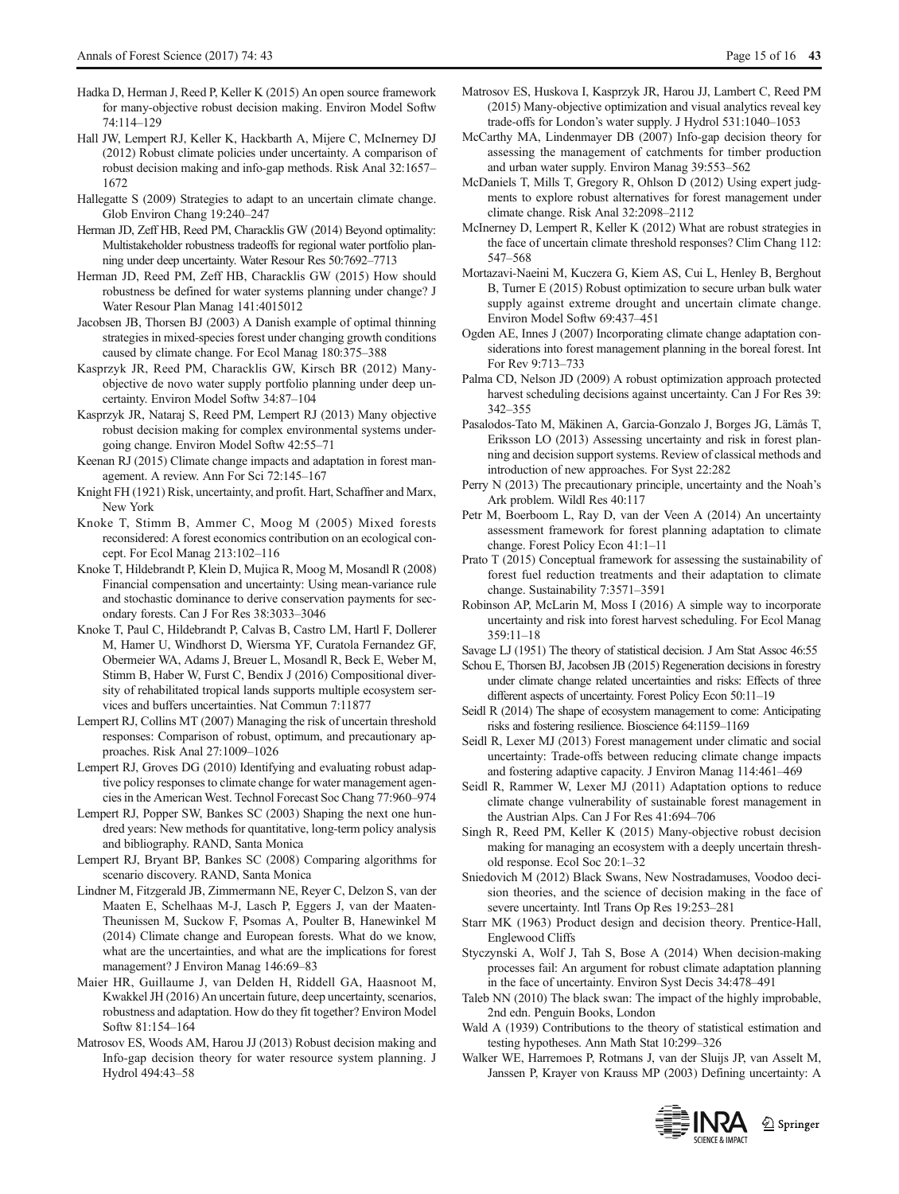Hadka D, Herman J, Reed P, Keller K (2015) An open source framework for many-objective robust decision making. Environ Model Softw 74:114–129

Hall JW, Lempert RJ, Keller K, Hackbarth A, Mijere C, McInerney DJ (2012) Robust climate policies under uncertainty. A comparison of robust decision making and info-gap methods. Risk Anal 32:1657–1672

Hallegatte S (2009) Strategies to adapt to an uncertain climate change. Glob Environ Chang 19:240–247

Herman JD, Zeff HB, Reed PM, Characklis GW (2014) Beyond optimality: Multistakeholder robustness tradeoffs for regional water portfolio planning under deep uncertainty. Water Resour Res 50:7692–7713

Herman JD, Reed PM, Zeff HB, Characklis GW (2015) How should robustness be defined for water systems planning under change? J Water Resour Plan Manag 141:4015012

Jacobsen JB, Thorsen BJ (2003) A Danish example of optimal thinning strategies in mixed-species forest under changing growth conditions caused by climate change. For Ecol Manag 180:375–388

Kasprzyk JR, Reed PM, Characklis GW, Kirsch BR (2012) Many-objective de novo water supply portfolio planning under deep uncertainty. Environ Model Softw 34:87–104

Kasprzyk JR, Nataraj S, Reed PM, Lempert RJ (2013) Many objective robust decision making for complex environmental systems undergoing change. Environ Model Softw 42:55–71

Keenan RJ (2015) Climate change impacts and adaptation in forest management. A review. Ann For Sci 72:145–167

Knight FH (1921) Risk, uncertainty, and profit. Hart, Schaffner and Marx, New York

Knoke T, Stimm B, Ammer C, Moog M (2005) Mixed forests reconsidered: A forest economics contribution on an ecological concept. For Ecol Manag 213:102–116

Knoke T, Hildebrandt P, Klein D, Mujica R, Moog M, Mosandl R (2008) Financial compensation and uncertainty: Using mean-variance rule and stochastic dominance to derive conservation payments for secondary forests. Can J For Res 38:3033–3046

Knoke T, Paul C, Hildebrandt P, Calvas B, Castro LM, Hartl F, Dollerer M, Hamer U, Windhorst D, Wiersma YF, Curatola Fernandez GF, Obermeier WA, Adams J, Breuer L, Mosandl R, Beck E, Weber M, Stimm B, Haber W, Furst C, Bendix J (2016) Compositional diversity of rehabilitated tropical lands supports multiple ecosystem services and buffers uncertainties. Nat Commun 7:11877

Lempert RJ, Collins MT (2007) Managing the risk of uncertain threshold responses: Comparison of robust, optimum, and precautionary approaches. Risk Anal 27:1009–1026

Lempert RJ, Groves DG (2010) Identifying and evaluating robust adaptive policy responses to climate change for water management agencies in the American West. Technol Forecast Soc Chang 77:960–974

Lempert RJ, Popper SW, Bankes SC (2003) Shaping the next one hundred years: New methods for quantitative, long-term policy analysis and bibliography. RAND, Santa Monica

Lempert RJ, Bryant BP, Bankes SC (2008) Comparing algorithms for scenario discovery. RAND, Santa Monica

Lindner M, Fitzgerald JB, Zimmermann NE, Reyer C, Delzon S, van der Maaten E, Schelhaas M-J, Lasch P, Eggers J, van der Maaten-Theunissen M, Suckow F, Psomas A, Poulter B, Hanewinkel M (2014) Climate change and European forests. What do we know, what are the uncertainties, and what are the implications for forest management? J Environ Manag 146:69–83

Maier HR, Guillaume J, van Delden H, Riddell GA, Haasnoot M, Kwakkel JH (2016) An uncertain future, deep uncertainty, scenarios, robustness and adaptation. How do they fit together? Environ Model Softw 81:154–164

Matrosov ES, Woods AM, Harou JJ (2013) Robust decision making and Info-gap decision theory for water resource system planning. J Hydrol 494:43–58

Matrosov ES, Huskova I, Kasprzyk JR, Harou JJ, Lambert C, Reed PM (2015) Many-objective optimization and visual analytics reveal key trade-offs for London's water supply. J Hydrol 531:1040–1053

McCarthy MA, Lindenmayer DB (2007) Info-gap decision theory for assessing the management of catchments for timber production and urban water supply. Environ Manag 39:553–562

McDaniels T, Mills T, Gregory R, Ohlson D (2012) Using expert judgments to explore robust alternatives for forest management under climate change. Risk Anal 32:2098–2112

McInerney D, Lempert R, Keller K (2012) What are robust strategies in the face of uncertain climate threshold responses? Clim Chang 112:547–568

Mortazavi-Naeini M, Kuczera G, Kiem AS, Cui L, Henley B, Berghout B, Turner E (2015) Robust optimization to secure urban bulk water supply against extreme drought and uncertain climate change. Environ Model Softw 69:437–451

Ogden AE, Innes J (2007) Incorporating climate change adaptation considerations into forest management planning in the boreal forest. Int For Rev 9:713–733

Palma CD, Nelson JD (2009) A robust optimization approach protected harvest scheduling decisions against uncertainty. Can J For Res 39:342–355

Pasalodos-Tato M, Mäkinen A, Garcia-Gonzalo J, Borges JG, Lämås T, Eriksson LO (2013) Assessing uncertainty and risk in forest planning and decision support systems. Review of classical methods and introduction of new approaches. For Syst 22:282

Perry N (2013) The precautionary principle, uncertainty and the Noah's Ark problem. Wildl Res 40:117

Petr M, Boerboom L, Ray D, van der Veen A (2014) An uncertainty assessment framework for forest planning adaptation to climate change. Forest Policy Econ 41:1–11

Prato T (2015) Conceptual framework for assessing the sustainability of forest fuel reduction treatments and their adaptation to climate change. Sustainability 7:3571–3591

Robinson AP, McLarin M, Moss I (2016) A simple way to incorporate uncertainty and risk into forest harvest scheduling. For Ecol Manag 359:11–18

Savage LJ (1951) The theory of statistical decision. J Am Stat Assoc 46:55

Schou E, Thorsen BJ, Jacobsen JB (2015) Regeneration decisions in forestry under climate change related uncertainties and risks: Effects of three different aspects of uncertainty. Forest Policy Econ 50:11–19

Seidl R (2014) The shape of ecosystem management to come: Anticipating risks and fostering resilience. Bioscience 64:1159–1169

Seidl R, Lexer MJ (2013) Forest management under climatic and social uncertainty: Trade-offs between reducing climate change impacts and fostering adaptive capacity. J Environ Manag 114:461–469

Seidl R, Rammer W, Lexer MJ (2011) Adaptation options to reduce climate change vulnerability of sustainable forest management in the Austrian Alps. Can J For Res 41:694–706

Singh R, Reed PM, Keller K (2015) Many-objective robust decision making for managing an ecosystem with a deeply uncertain threshold response. Ecol Soc 20:1–32

Sniedovich M (2012) Black Swans, New Nostradamuses, Voodoo decision theories, and the science of decision making in the face of severe uncertainty. Intl Trans Op Res 19:253–281

Starr MK (1963) Product design and decision theory. Prentice-Hall, Englewood Cliffs

Styczynski A, Wolf J, Tah S, Bose A (2014) When decision-making processes fail: An argument for robust climate adaptation planning in the face of uncertainty. Environ Syst Decis 34:478–491

Taleb NN (2010) The black swan: The impact of the highly improbable, 2nd edn. Penguin Books, London

Wald A (1939) Contributions to the theory of statistical estimation and testing hypotheses. Ann Math Stat 10:299–326

Walker WE, Harremoes P, Rotmans J, van der Sluijs JP, van Asselt M, Janssen P, Krayer von Krauss MP (2003) Defining uncertainty: A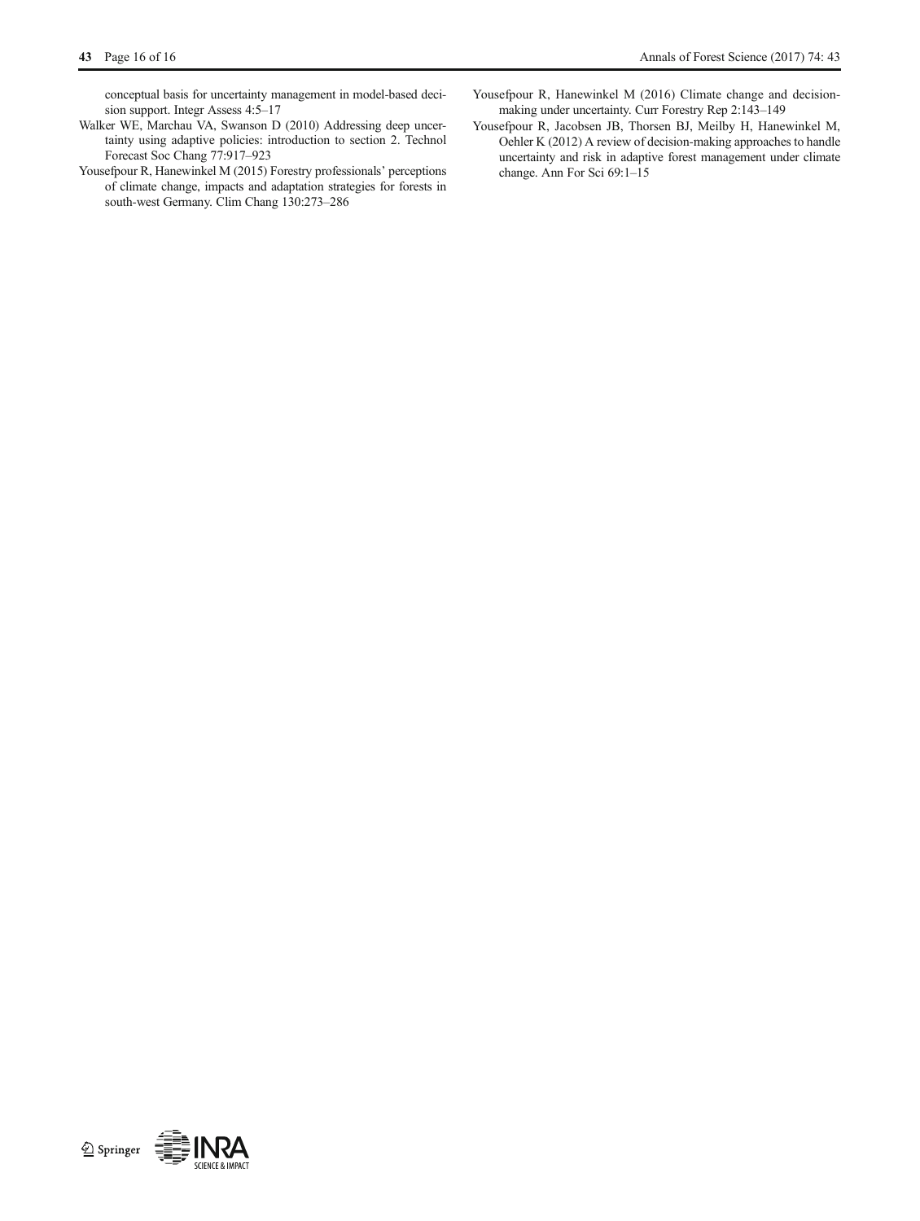conceptual basis for uncertainty management in model-based decision support. Integr Assess 4:5–17

Walker WE, Marchau VA, Swanson D (2010) Addressing deep uncertainty using adaptive policies: introduction to section 2. Technol Forecast Soc Chang 77:917–923

Yousefpour R, Hanewinkel M (2015) Forestry professionals' perceptions of climate change, impacts and adaptation strategies for forests in south-west Germany. Clim Chang 130:273–286

Yousefpour R, Hanewinkel M (2016) Climate change and decision-making under uncertainty. Curr Forestry Rep 2:143–149

Yousefpour R, Jacobsen JB, Thorsen BJ, Meilby H, Hanewinkel M, Oehler K (2012) A review of decision-making approaches to handle uncertainty and risk in adaptive forest management under climate change. Ann For Sci 69:1–15